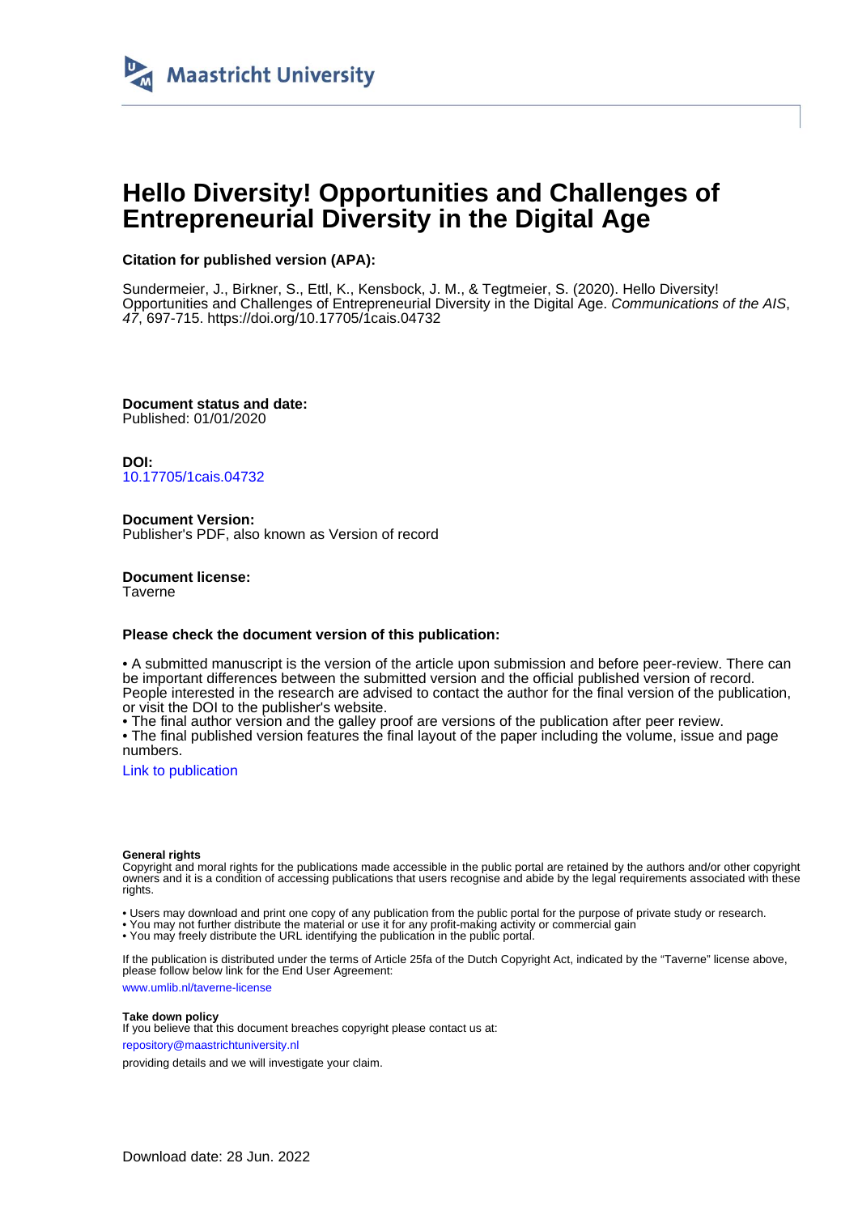Maastricht University

# Hello Diversity! Opportunities and Challenges of Entrepreneurial Diversity in the Digital Age

**Citation for published version (APA):**

Sundermeier, J., Birkner, S., Ettl, K., Kensbock, J. M., & Tegtmeier, S. (2020). Hello Diversity! Opportunities and Challenges of Entrepreneurial Diversity in the Digital Age. *Communications of the AIS*, *47*, 697-715. https://doi.org/10.17705/1cais.04732

**Document status and date:**
Published: 01/01/2020

**DOI:**
10.17705/1cais.04732

**Document Version:**
Publisher's PDF, also known as Version of record

**Document license:**
Taverne

**Please check the document version of this publication:**

• A submitted manuscript is the version of the article upon submission and before peer-review. There can be important differences between the submitted version and the official published version of record. People interested in the research are advised to contact the author for the final version of the publication, or visit the DOI to the publisher's website.
• The final author version and the galley proof are versions of the publication after peer review.
• The final published version features the final layout of the paper including the volume, issue and page numbers.

Link to publication

**General rights**
Copyright and moral rights for the publications made accessible in the public portal are retained by the authors and/or other copyright owners and it is a condition of accessing publications that users recognise and abide by the legal requirements associated with these rights.

• Users may download and print one copy of any publication from the public portal for the purpose of private study or research.
• You may not further distribute the material or use it for any profit-making activity or commercial gain
• You may freely distribute the URL identifying the publication in the public portal.

If the publication is distributed under the terms of Article 25fa of the Dutch Copyright Act, indicated by the "Taverne" license above, please follow below link for the End User Agreement:

www.umlib.nl/taverne-license

**Take down policy**
If you believe that this document breaches copyright please contact us at:

repository@maastrichtuniversity.nl

providing details and we will investigate your claim.

Download date: 28 Jun. 2022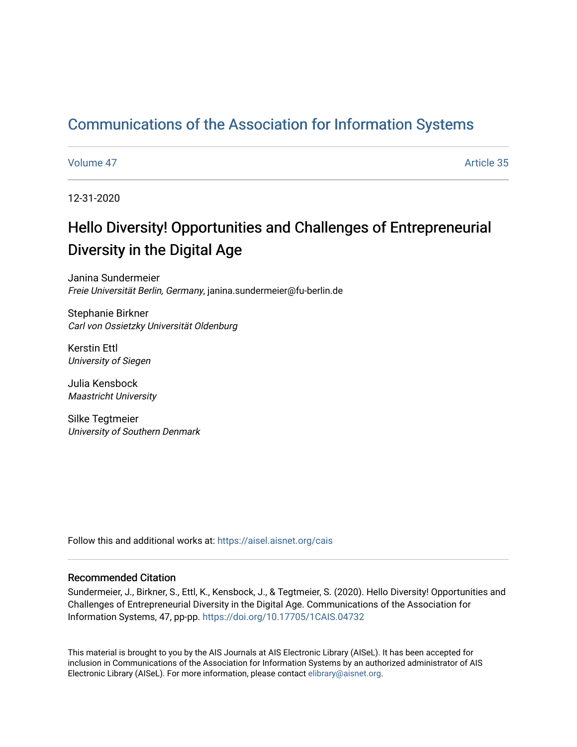# Communications of the Association for Information Systems

Volume 47 | Article 35

12-31-2020

## Hello Diversity! Opportunities and Challenges of Entrepreneurial Diversity in the Digital Age

Janina Sundermeier
*Freie Universität Berlin, Germany*, janina.sundermeier@fu-berlin.de

Stephanie Birkner
*Carl von Ossietzky Universität Oldenburg*

Kerstin Ettl
*University of Siegen*

Julia Kensbock
*Maastricht University*

Silke Tegtmeier
*University of Southern Denmark*

Follow this and additional works at: https://aisel.aisnet.org/cais

### Recommended Citation

Sundermeier, J., Birkner, S., Ettl, K., Kensbock, J., & Tegtmeier, S. (2020). Hello Diversity! Opportunities and Challenges of Entrepreneurial Diversity in the Digital Age. Communications of the Association for Information Systems, 47, pp-pp. https://doi.org/10.17705/1CAIS.04732

This material is brought to you by the AIS Journals at AIS Electronic Library (AISeL). It has been accepted for inclusion in Communications of the Association for Information Systems by an authorized administrator of AIS Electronic Library (AISeL). For more information, please contact elibrary@aisnet.org.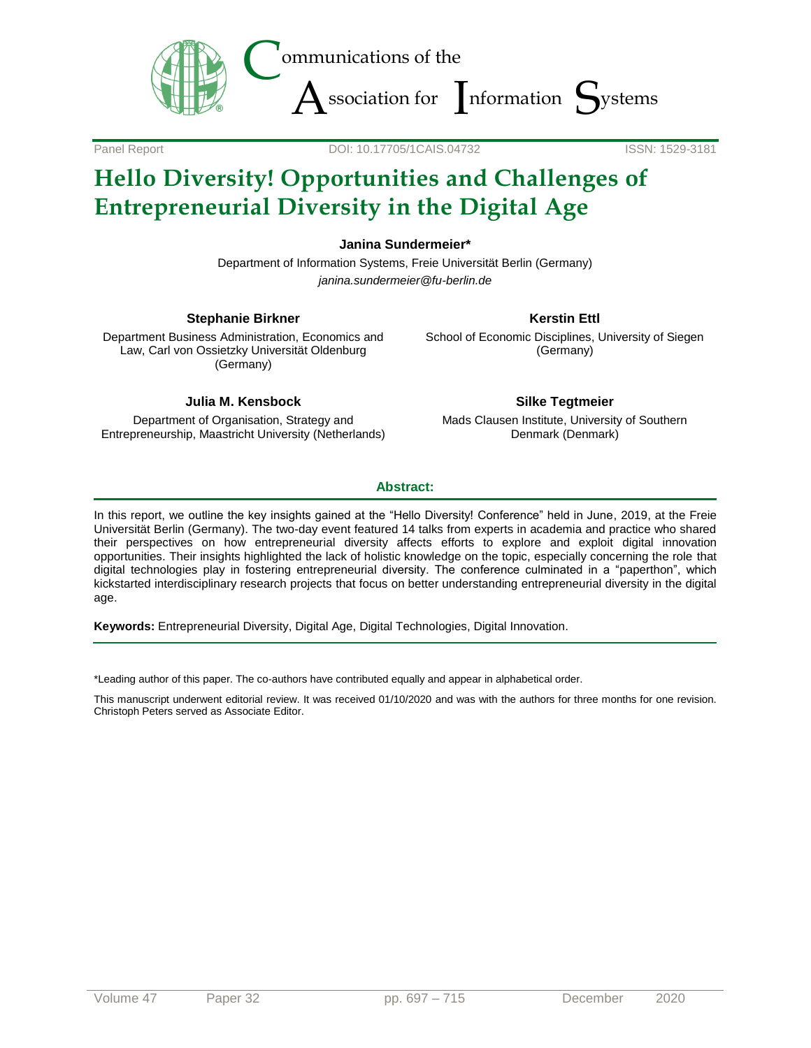Panel Report DOI: 10.17705/1CAIS.04732 ISSN: 1529-3181

# Hello Diversity! Opportunities and Challenges of Entrepreneurial Diversity in the Digital Age

**Janina Sundermeier***

Department of Information Systems, Freie Universität Berlin (Germany)

*janina.sundermeier@fu-berlin.de*

**Stephanie Birkner**

Department Business Administration, Economics and Law, Carl von Ossietzky Universität Oldenburg (Germany)

**Kerstin Ettl**

School of Economic Disciplines, University of Siegen (Germany)

**Julia M. Kensbock**

Department of Organisation, Strategy and Entrepreneurship, Maastricht University (Netherlands)

**Silke Tegtmeier**

Mads Clausen Institute, University of Southern Denmark (Denmark)

**Abstract:**

In this report, we outline the key insights gained at the "Hello Diversity! Conference" held in June, 2019, at the Freie Universität Berlin (Germany). The two-day event featured 14 talks from experts in academia and practice who shared their perspectives on how entrepreneurial diversity affects efforts to explore and exploit digital innovation opportunities. Their insights highlighted the lack of holistic knowledge on the topic, especially concerning the role that digital technologies play in fostering entrepreneurial diversity. The conference culminated in a "paperthon", which kickstarted interdisciplinary research projects that focus on better understanding entrepreneurial diversity in the digital age.

**Keywords:** Entrepreneurial Diversity, Digital Age, Digital Technologies, Digital Innovation.

*Leading author of this paper. The co-authors have contributed equally and appear in alphabetical order.

This manuscript underwent editorial review. It was received 01/10/2020 and was with the authors for three months for one revision. Christoph Peters served as Associate Editor.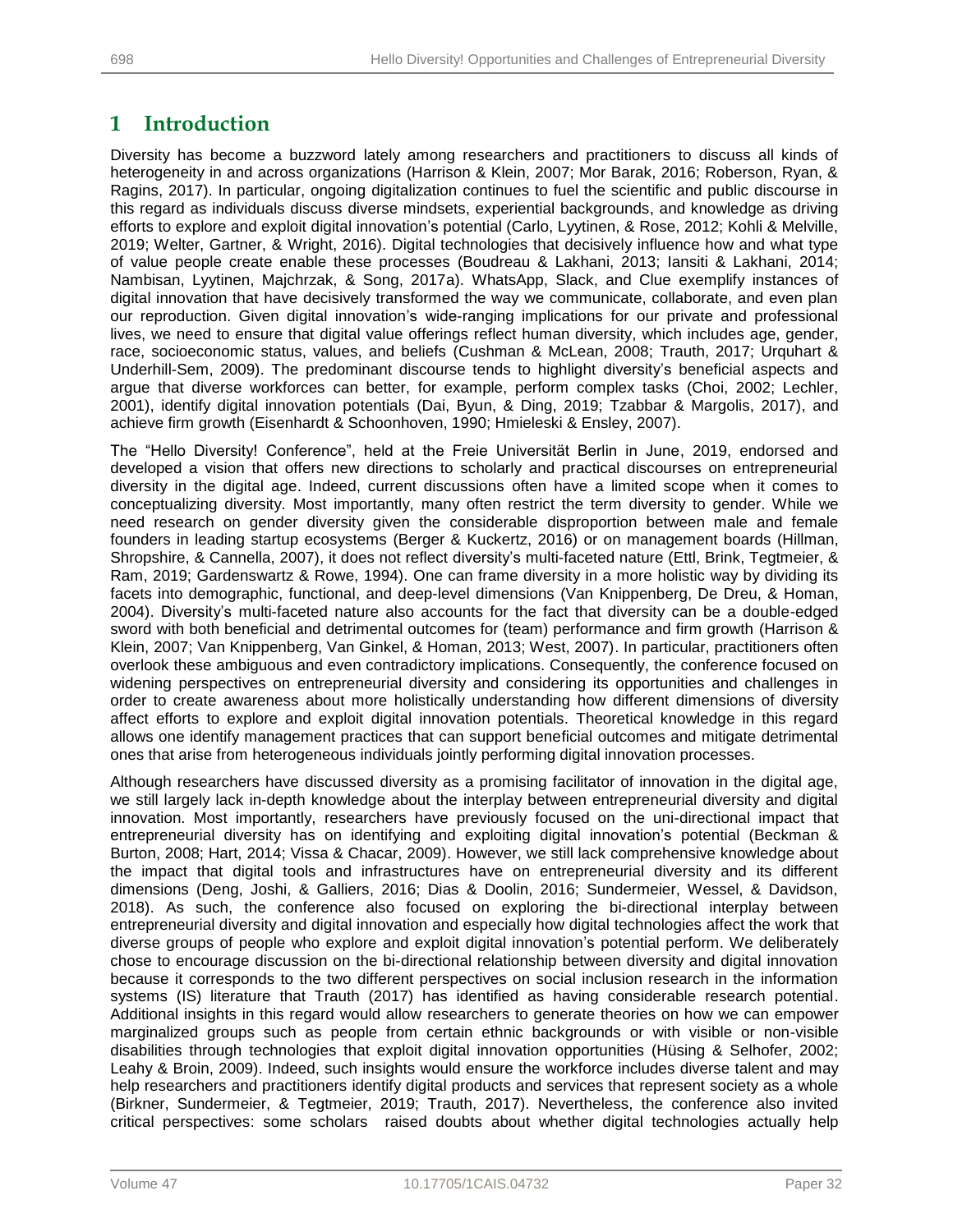# 1 Introduction

Diversity has become a buzzword lately among researchers and practitioners to discuss all kinds of heterogeneity in and across organizations (Harrison & Klein, 2007; Mor Barak, 2016; Roberson, Ryan, & Ragins, 2017). In particular, ongoing digitalization continues to fuel the scientific and public discourse in this regard as individuals discuss diverse mindsets, experiential backgrounds, and knowledge as driving efforts to explore and exploit digital innovation's potential (Carlo, Lyytinen, & Rose, 2012; Kohli & Melville, 2019; Welter, Gartner, & Wright, 2016). Digital technologies that decisively influence how and what type of value people create enable these processes (Boudreau & Lakhani, 2013; Iansiti & Lakhani, 2014; Nambisan, Lyytinen, Majchrzak, & Song, 2017a). WhatsApp, Slack, and Clue exemplify instances of digital innovation that have decisively transformed the way we communicate, collaborate, and even plan our reproduction. Given digital innovation's wide-ranging implications for our private and professional lives, we need to ensure that digital value offerings reflect human diversity, which includes age, gender, race, socioeconomic status, values, and beliefs (Cushman & McLean, 2008; Trauth, 2017; Urquhart & Underhill-Sem, 2009). The predominant discourse tends to highlight diversity's beneficial aspects and argue that diverse workforces can better, for example, perform complex tasks (Choi, 2002; Lechler, 2001), identify digital innovation potentials (Dai, Byun, & Ding, 2019; Tzabbar & Margolis, 2017), and achieve firm growth (Eisenhardt & Schoonhoven, 1990; Hmieleski & Ensley, 2007).

The "Hello Diversity! Conference", held at the Freie Universität Berlin in June, 2019, endorsed and developed a vision that offers new directions to scholarly and practical discourses on entrepreneurial diversity in the digital age. Indeed, current discussions often have a limited scope when it comes to conceptualizing diversity. Most importantly, many often restrict the term diversity to gender. While we need research on gender diversity given the considerable disproportion between male and female founders in leading startup ecosystems (Berger & Kuckertz, 2016) or on management boards (Hillman, Shropshire, & Cannella, 2007), it does not reflect diversity's multi-faceted nature (Ettl, Brink, Tegtmeier, & Ram, 2019; Gardenswartz & Rowe, 1994). One can frame diversity in a more holistic way by dividing its facets into demographic, functional, and deep-level dimensions (Van Knippenberg, De Dreu, & Homan, 2004). Diversity's multi-faceted nature also accounts for the fact that diversity can be a double-edged sword with both beneficial and detrimental outcomes for (team) performance and firm growth (Harrison & Klein, 2007; Van Knippenberg, Van Ginkel, & Homan, 2013; West, 2007). In particular, practitioners often overlook these ambiguous and even contradictory implications. Consequently, the conference focused on widening perspectives on entrepreneurial diversity and considering its opportunities and challenges in order to create awareness about more holistically understanding how different dimensions of diversity affect efforts to explore and exploit digital innovation potentials. Theoretical knowledge in this regard allows one identify management practices that can support beneficial outcomes and mitigate detrimental ones that arise from heterogeneous individuals jointly performing digital innovation processes.

Although researchers have discussed diversity as a promising facilitator of innovation in the digital age, we still largely lack in-depth knowledge about the interplay between entrepreneurial diversity and digital innovation. Most importantly, researchers have previously focused on the uni-directional impact that entrepreneurial diversity has on identifying and exploiting digital innovation's potential (Beckman & Burton, 2008; Hart, 2014; Vissa & Chacar, 2009). However, we still lack comprehensive knowledge about the impact that digital tools and infrastructures have on entrepreneurial diversity and its different dimensions (Deng, Joshi, & Galliers, 2016; Dias & Doolin, 2016; Sundermeier, Wessel, & Davidson, 2018). As such, the conference also focused on exploring the bi-directional interplay between entrepreneurial diversity and digital innovation and especially how digital technologies affect the work that diverse groups of people who explore and exploit digital innovation's potential perform. We deliberately chose to encourage discussion on the bi-directional relationship between diversity and digital innovation because it corresponds to the two different perspectives on social inclusion research in the information systems (IS) literature that Trauth (2017) has identified as having considerable research potential. Additional insights in this regard would allow researchers to generate theories on how we can empower marginalized groups such as people from certain ethnic backgrounds or with visible or non-visible disabilities through technologies that exploit digital innovation opportunities (Hüsing & Selhofer, 2002; Leahy & Broin, 2009). Indeed, such insights would ensure the workforce includes diverse talent and may help researchers and practitioners identify digital products and services that represent society as a whole (Birkner, Sundermeier, & Tegtmeier, 2019; Trauth, 2017). Nevertheless, the conference also invited critical perspectives: some scholars raised doubts about whether digital technologies actually help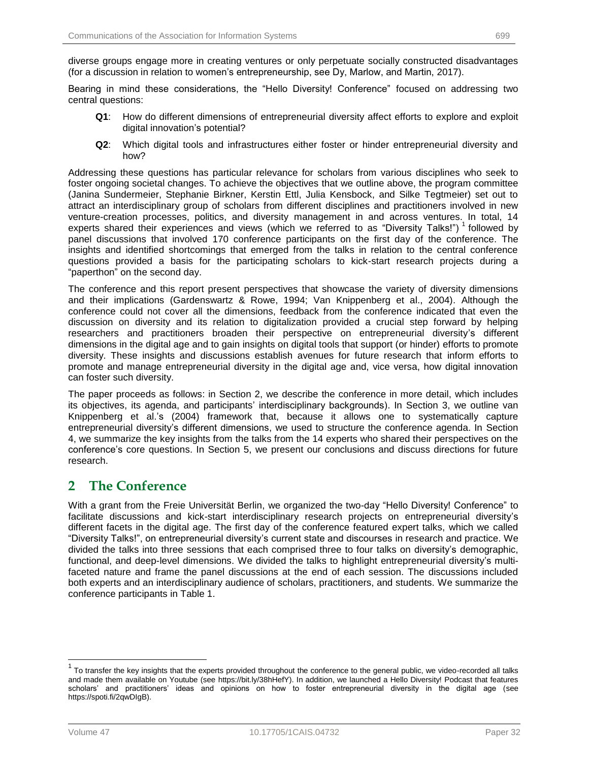diverse groups engage more in creating ventures or only perpetuate socially constructed disadvantages (for a discussion in relation to women's entrepreneurship, see Dy, Marlow, and Martin, 2017).

Bearing in mind these considerations, the "Hello Diversity! Conference" focused on addressing two central questions:

- **Q1**: How do different dimensions of entrepreneurial diversity affect efforts to explore and exploit digital innovation's potential?
- **Q2**: Which digital tools and infrastructures either foster or hinder entrepreneurial diversity and how?

Addressing these questions has particular relevance for scholars from various disciplines who seek to foster ongoing societal changes. To achieve the objectives that we outline above, the program committee (Janina Sundermeier, Stephanie Birkner, Kerstin Ettl, Julia Kensbock, and Silke Tegtmeier) set out to attract an interdisciplinary group of scholars from different disciplines and practitioners involved in new venture-creation processes, politics, and diversity management in and across ventures. In total, 14 experts shared their experiences and views (which we referred to as "Diversity Talks!") [1] followed by panel discussions that involved 170 conference participants on the first day of the conference. The insights and identified shortcomings that emerged from the talks in relation to the central conference questions provided a basis for the participating scholars to kick-start research projects during a "paperthon" on the second day.

The conference and this report present perspectives that showcase the variety of diversity dimensions and their implications (Gardenswartz & Rowe, 1994; Van Knippenberg et al., 2004). Although the conference could not cover all the dimensions, feedback from the conference indicated that even the discussion on diversity and its relation to digitalization provided a crucial step forward by helping researchers and practitioners broaden their perspective on entrepreneurial diversity's different dimensions in the digital age and to gain insights on digital tools that support (or hinder) efforts to promote diversity. These insights and discussions establish avenues for future research that inform efforts to promote and manage entrepreneurial diversity in the digital age and, vice versa, how digital innovation can foster such diversity.

The paper proceeds as follows: in Section 2, we describe the conference in more detail, which includes its objectives, its agenda, and participants' interdisciplinary backgrounds). In Section 3, we outline van Knippenberg et al.'s (2004) framework that, because it allows one to systematically capture entrepreneurial diversity's different dimensions, we used to structure the conference agenda. In Section 4, we summarize the key insights from the talks from the 14 experts who shared their perspectives on the conference's core questions. In Section 5, we present our conclusions and discuss directions for future research.

## 2 The Conference

With a grant from the Freie Universität Berlin, we organized the two-day "Hello Diversity! Conference" to facilitate discussions and kick-start interdisciplinary research projects on entrepreneurial diversity's different facets in the digital age. The first day of the conference featured expert talks, which we called "Diversity Talks!", on entrepreneurial diversity's current state and discourses in research and practice. We divided the talks into three sessions that each comprised three to four talks on diversity's demographic, functional, and deep-level dimensions. We divided the talks to highlight entrepreneurial diversity's multi-faceted nature and frame the panel discussions at the end of each session. The discussions included both experts and an interdisciplinary audience of scholars, practitioners, and students. We summarize the conference participants in Table 1.

[1] To transfer the key insights that the experts provided throughout the conference to the general public, we video-recorded all talks and made them available on Youtube (see https://bit.ly/38hHefY). In addition, we launched a Hello Diversity! Podcast that features scholars' and practitioners' ideas and opinions on how to foster entrepreneurial diversity in the digital age (see https://spoti.fi/2qwDIgB).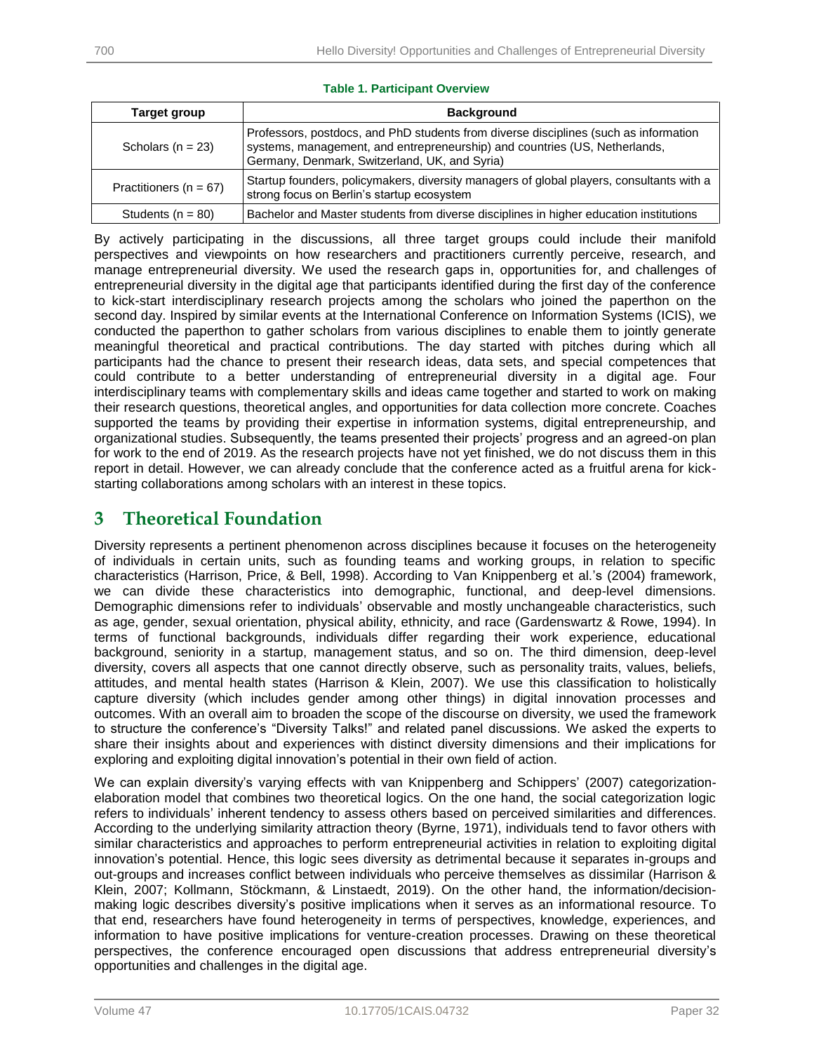**Table 1. Participant Overview**

| Target group | Background |
| --- | --- |
| Scholars (n = 23) | Professors, postdocs, and PhD students from diverse disciplines (such as information systems, management, and entrepreneurship) and countries (US, Netherlands, Germany, Denmark, Switzerland, UK, and Syria) |
| Practitioners (n = 67) | Startup founders, policymakers, diversity managers of global players, consultants with a strong focus on Berlin's startup ecosystem |
| Students (n = 80) | Bachelor and Master students from diverse disciplines in higher education institutions |

By actively participating in the discussions, all three target groups could include their manifold perspectives and viewpoints on how researchers and practitioners currently perceive, research, and manage entrepreneurial diversity. We used the research gaps in, opportunities for, and challenges of entrepreneurial diversity in the digital age that participants identified during the first day of the conference to kick-start interdisciplinary research projects among the scholars who joined the paperthon on the second day. Inspired by similar events at the International Conference on Information Systems (ICIS), we conducted the paperthon to gather scholars from various disciplines to enable them to jointly generate meaningful theoretical and practical contributions. The day started with pitches during which all participants had the chance to present their research ideas, data sets, and special competences that could contribute to a better understanding of entrepreneurial diversity in a digital age. Four interdisciplinary teams with complementary skills and ideas came together and started to work on making their research questions, theoretical angles, and opportunities for data collection more concrete. Coaches supported the teams by providing their expertise in information systems, digital entrepreneurship, and organizational studies. Subsequently, the teams presented their projects' progress and an agreed-on plan for work to the end of 2019. As the research projects have not yet finished, we do not discuss them in this report in detail. However, we can already conclude that the conference acted as a fruitful arena for kick-starting collaborations among scholars with an interest in these topics.

# 3 Theoretical Foundation

Diversity represents a pertinent phenomenon across disciplines because it focuses on the heterogeneity of individuals in certain units, such as founding teams and working groups, in relation to specific characteristics (Harrison, Price, & Bell, 1998). According to Van Knippenberg et al.'s (2004) framework, we can divide these characteristics into demographic, functional, and deep-level dimensions. Demographic dimensions refer to individuals' observable and mostly unchangeable characteristics, such as age, gender, sexual orientation, physical ability, ethnicity, and race (Gardenswartz & Rowe, 1994). In terms of functional backgrounds, individuals differ regarding their work experience, educational background, seniority in a startup, management status, and so on. The third dimension, deep-level diversity, covers all aspects that one cannot directly observe, such as personality traits, values, beliefs, attitudes, and mental health states (Harrison & Klein, 2007). We use this classification to holistically capture diversity (which includes gender among other things) in digital innovation processes and outcomes. With an overall aim to broaden the scope of the discourse on diversity, we used the framework to structure the conference's "Diversity Talks!" and related panel discussions. We asked the experts to share their insights about and experiences with distinct diversity dimensions and their implications for exploring and exploiting digital innovation's potential in their own field of action.

We can explain diversity's varying effects with van Knippenberg and Schippers' (2007) categorization-elaboration model that combines two theoretical logics. On the one hand, the social categorization logic refers to individuals' inherent tendency to assess others based on perceived similarities and differences. According to the underlying similarity attraction theory (Byrne, 1971), individuals tend to favor others with similar characteristics and approaches to perform entrepreneurial activities in relation to exploiting digital innovation's potential. Hence, this logic sees diversity as detrimental because it separates in-groups and out-groups and increases conflict between individuals who perceive themselves as dissimilar (Harrison & Klein, 2007; Kollmann, Stöckmann, & Linstaedt, 2019). On the other hand, the information/decision-making logic describes diversity's positive implications when it serves as an informational resource. To that end, researchers have found heterogeneity in terms of perspectives, knowledge, experiences, and information to have positive implications for venture-creation processes. Drawing on these theoretical perspectives, the conference encouraged open discussions that address entrepreneurial diversity's opportunities and challenges in the digital age.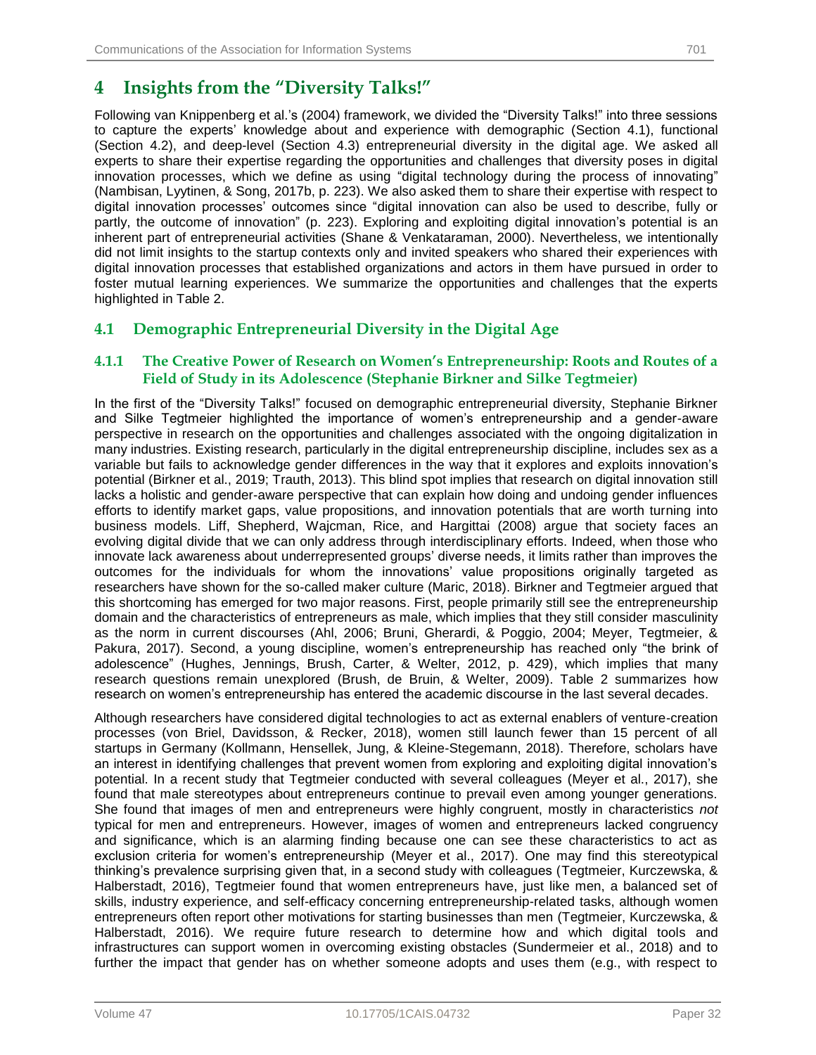# 4 Insights from the "Diversity Talks!"

Following van Knippenberg et al.'s (2004) framework, we divided the "Diversity Talks!" into three sessions to capture the experts' knowledge about and experience with demographic (Section 4.1), functional (Section 4.2), and deep-level (Section 4.3) entrepreneurial diversity in the digital age. We asked all experts to share their expertise regarding the opportunities and challenges that diversity poses in digital innovation processes, which we define as using "digital technology during the process of innovating" (Nambisan, Lyytinen, & Song, 2017b, p. 223). We also asked them to share their expertise with respect to digital innovation processes' outcomes since "digital innovation can also be used to describe, fully or partly, the outcome of innovation" (p. 223). Exploring and exploiting digital innovation's potential is an inherent part of entrepreneurial activities (Shane & Venkataraman, 2000). Nevertheless, we intentionally did not limit insights to the startup contexts only and invited speakers who shared their experiences with digital innovation processes that established organizations and actors in them have pursued in order to foster mutual learning experiences. We summarize the opportunities and challenges that the experts highlighted in Table 2.

## 4.1 Demographic Entrepreneurial Diversity in the Digital Age

### 4.1.1 The Creative Power of Research on Women's Entrepreneurship: Roots and Routes of a Field of Study in its Adolescence (Stephanie Birkner and Silke Tegtmeier)

In the first of the "Diversity Talks!" focused on demographic entrepreneurial diversity, Stephanie Birkner and Silke Tegtmeier highlighted the importance of women's entrepreneurship and a gender-aware perspective in research on the opportunities and challenges associated with the ongoing digitalization in many industries. Existing research, particularly in the digital entrepreneurship discipline, includes sex as a variable but fails to acknowledge gender differences in the way that it explores and exploits innovation's potential (Birkner et al., 2019; Trauth, 2013). This blind spot implies that research on digital innovation still lacks a holistic and gender-aware perspective that can explain how doing and undoing gender influences efforts to identify market gaps, value propositions, and innovation potentials that are worth turning into business models. Liff, Shepherd, Wajcman, Rice, and Hargittai (2008) argue that society faces an evolving digital divide that we can only address through interdisciplinary efforts. Indeed, when those who innovate lack awareness about underrepresented groups' diverse needs, it limits rather than improves the outcomes for the individuals for whom the innovations' value propositions originally targeted as researchers have shown for the so-called maker culture (Maric, 2018). Birkner and Tegtmeier argued that this shortcoming has emerged for two major reasons. First, people primarily still see the entrepreneurship domain and the characteristics of entrepreneurs as male, which implies that they still consider masculinity as the norm in current discourses (Ahl, 2006; Bruni, Gherardi, & Poggio, 2004; Meyer, Tegtmeier, & Pakura, 2017). Second, a young discipline, women's entrepreneurship has reached only "the brink of adolescence" (Hughes, Jennings, Brush, Carter, & Welter, 2012, p. 429), which implies that many research questions remain unexplored (Brush, de Bruin, & Welter, 2009). Table 2 summarizes how research on women's entrepreneurship has entered the academic discourse in the last several decades.

Although researchers have considered digital technologies to act as external enablers of venture-creation processes (von Briel, Davidsson, & Recker, 2018), women still launch fewer than 15 percent of all startups in Germany (Kollmann, Hensellek, Jung, & Kleine-Stegemann, 2018). Therefore, scholars have an interest in identifying challenges that prevent women from exploring and exploiting digital innovation's potential. In a recent study that Tegtmeier conducted with several colleagues (Meyer et al., 2017), she found that male stereotypes about entrepreneurs continue to prevail even among younger generations. She found that images of men and entrepreneurs were highly congruent, mostly in characteristics *not* typical for men and entrepreneurs. However, images of women and entrepreneurs lacked congruency and significance, which is an alarming finding because one can see these characteristics to act as exclusion criteria for women's entrepreneurship (Meyer et al., 2017). One may find this stereotypical thinking's prevalence surprising given that, in a second study with colleagues (Tegtmeier, Kurczewska, & Halberstadt, 2016), Tegtmeier found that women entrepreneurs have, just like men, a balanced set of skills, industry experience, and self-efficacy concerning entrepreneurship-related tasks, although women entrepreneurs often report other motivations for starting businesses than men (Tegtmeier, Kurczewska, & Halberstadt, 2016). We require future research to determine how and which digital tools and infrastructures can support women in overcoming existing obstacles (Sundermeier et al., 2018) and to further the impact that gender has on whether someone adopts and uses them (e.g., with respect to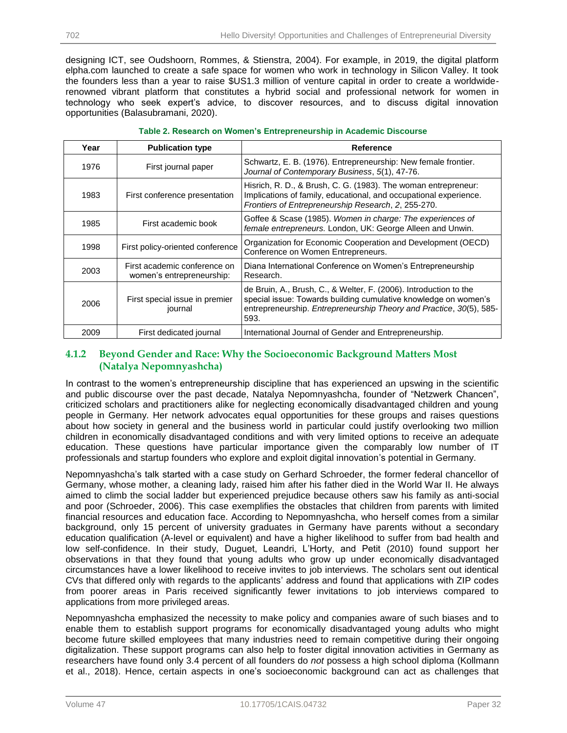designing ICT, see Oudshoorn, Rommes, & Stienstra, 2004). For example, in 2019, the digital platform elpha.com launched to create a safe space for women who work in technology in Silicon Valley. It took the founders less than a year to raise $US1.3 million of venture capital in order to create a worldwide-renowned vibrant platform that constitutes a hybrid social and professional network for women in technology who seek expert's advice, to discover resources, and to discuss digital innovation opportunities (Balasubramani, 2020).

**Table 2. Research on Women's Entrepreneurship in Academic Discourse**

| Year | Publication type | Reference |
|---|---|---|
| 1976 | First journal paper | Schwartz, E. B. (1976). Entrepreneurship: New female frontier. *Journal of Contemporary Business*, *5*(1), 47-76. |
| 1983 | First conference presentation | Hisrich, R. D., & Brush, C. G. (1983). The woman entrepreneur: Implications of family, educational, and occupational experience. *Frontiers of Entrepreneurship Research*, *2*, 255-270. |
| 1985 | First academic book | Goffee & Scase (1985). *Women in charge: The experiences of female entrepreneurs.* London, UK: George Alleen and Unwin. |
| 1998 | First policy-oriented conference | Organization for Economic Cooperation and Development (OECD) Conference on Women Entrepreneurs. |
| 2003 | First academic conference on women's entrepreneurship: | Diana International Conference on Women's Entrepreneurship Research. |
| 2006 | First special issue in premier journal | de Bruin, A., Brush, C., & Welter, F. (2006). Introduction to the special issue: Towards building cumulative knowledge on women's entrepreneurship. *Entrepreneurship Theory and Practice*, *30*(5), 585-593. |
| 2009 | First dedicated journal | International Journal of Gender and Entrepreneurship. |

### 4.1.2 Beyond Gender and Race: Why the Socioeconomic Background Matters Most (Natalya Nepomnyashcha)

In contrast to the women's entrepreneurship discipline that has experienced an upswing in the scientific and public discourse over the past decade, Natalya Nepomnyashcha, founder of "Netzwerk Chancen", criticized scholars and practitioners alike for neglecting economically disadvantaged children and young people in Germany. Her network advocates equal opportunities for these groups and raises questions about how society in general and the business world in particular could justify overlooking two million children in economically disadvantaged conditions and with very limited options to receive an adequate education. These questions have particular importance given the comparably low number of IT professionals and startup founders who explore and exploit digital innovation's potential in Germany.

Nepomnyashcha's talk started with a case study on Gerhard Schroeder, the former federal chancellor of Germany, whose mother, a cleaning lady, raised him after his father died in the World War II. He always aimed to climb the social ladder but experienced prejudice because others saw his family as anti-social and poor (Schroeder, 2006). This case exemplifies the obstacles that children from parents with limited financial resources and education face. According to Nepomnyashcha, who herself comes from a similar background, only 15 percent of university graduates in Germany have parents without a secondary education qualification (A-level or equivalent) and have a higher likelihood to suffer from bad health and low self-confidence. In their study, Duguet, Leandri, L'Horty, and Petit (2010) found support her observations in that they found that young adults who grow up under economically disadvantaged circumstances have a lower likelihood to receive invites to job interviews. The scholars sent out identical CVs that differed only with regards to the applicants' address and found that applications with ZIP codes from poorer areas in Paris received significantly fewer invitations to job interviews compared to applications from more privileged areas.

Nepomnyashcha emphasized the necessity to make policy and companies aware of such biases and to enable them to establish support programs for economically disadvantaged young adults who might become future skilled employees that many industries need to remain competitive during their ongoing digitalization. These support programs can also help to foster digital innovation activities in Germany as researchers have found only 3.4 percent of all founders do *not* possess a high school diploma (Kollmann et al., 2018). Hence, certain aspects in one's socioeconomic background can act as challenges that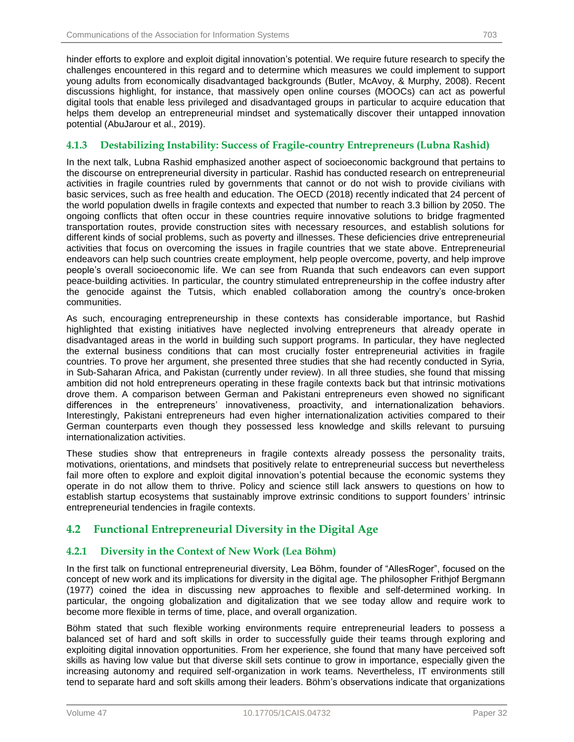hinder efforts to explore and exploit digital innovation's potential. We require future research to specify the challenges encountered in this regard and to determine which measures we could implement to support young adults from economically disadvantaged backgrounds (Butler, McAvoy, & Murphy, 2008). Recent discussions highlight, for instance, that massively open online courses (MOOCs) can act as powerful digital tools that enable less privileged and disadvantaged groups in particular to acquire education that helps them develop an entrepreneurial mindset and systematically discover their untapped innovation potential (AbuJarour et al., 2019).

### 4.1.3 Destabilizing Instability: Success of Fragile-country Entrepreneurs (Lubna Rashid)

In the next talk, Lubna Rashid emphasized another aspect of socioeconomic background that pertains to the discourse on entrepreneurial diversity in particular. Rashid has conducted research on entrepreneurial activities in fragile countries ruled by governments that cannot or do not wish to provide civilians with basic services, such as free health and education. The OECD (2018) recently indicated that 24 percent of the world population dwells in fragile contexts and expected that number to reach 3.3 billion by 2050. The ongoing conflicts that often occur in these countries require innovative solutions to bridge fragmented transportation routes, provide construction sites with necessary resources, and establish solutions for different kinds of social problems, such as poverty and illnesses. These deficiencies drive entrepreneurial activities that focus on overcoming the issues in fragile countries that we state above. Entrepreneurial endeavors can help such countries create employment, help people overcome, poverty, and help improve people's overall socioeconomic life. We can see from Ruanda that such endeavors can even support peace-building activities. In particular, the country stimulated entrepreneurship in the coffee industry after the genocide against the Tutsis, which enabled collaboration among the country's once-broken communities.

As such, encouraging entrepreneurship in these contexts has considerable importance, but Rashid highlighted that existing initiatives have neglected involving entrepreneurs that already operate in disadvantaged areas in the world in building such support programs. In particular, they have neglected the external business conditions that can most crucially foster entrepreneurial activities in fragile countries. To prove her argument, she presented three studies that she had recently conducted in Syria, in Sub-Saharan Africa, and Pakistan (currently under review). In all three studies, she found that missing ambition did not hold entrepreneurs operating in these fragile contexts back but that intrinsic motivations drove them. A comparison between German and Pakistani entrepreneurs even showed no significant differences in the entrepreneurs' innovativeness, proactivity, and internationalization behaviors. Interestingly, Pakistani entrepreneurs had even higher internationalization activities compared to their German counterparts even though they possessed less knowledge and skills relevant to pursuing internationalization activities.

These studies show that entrepreneurs in fragile contexts already possess the personality traits, motivations, orientations, and mindsets that positively relate to entrepreneurial success but nevertheless fail more often to explore and exploit digital innovation's potential because the economic systems they operate in do not allow them to thrive. Policy and science still lack answers to questions on how to establish startup ecosystems that sustainably improve extrinsic conditions to support founders' intrinsic entrepreneurial tendencies in fragile contexts.

## 4.2 Functional Entrepreneurial Diversity in the Digital Age

### 4.2.1 Diversity in the Context of New Work (Lea Böhm)

In the first talk on functional entrepreneurial diversity, Lea Böhm, founder of "AllesRoger", focused on the concept of new work and its implications for diversity in the digital age. The philosopher Frithjof Bergmann (1977) coined the idea in discussing new approaches to flexible and self-determined working. In particular, the ongoing globalization and digitalization that we see today allow and require work to become more flexible in terms of time, place, and overall organization.

Böhm stated that such flexible working environments require entrepreneurial leaders to possess a balanced set of hard and soft skills in order to successfully guide their teams through exploring and exploiting digital innovation opportunities. From her experience, she found that many have perceived soft skills as having low value but that diverse skill sets continue to grow in importance, especially given the increasing autonomy and required self-organization in work teams. Nevertheless, IT environments still tend to separate hard and soft skills among their leaders. Böhm's observations indicate that organizations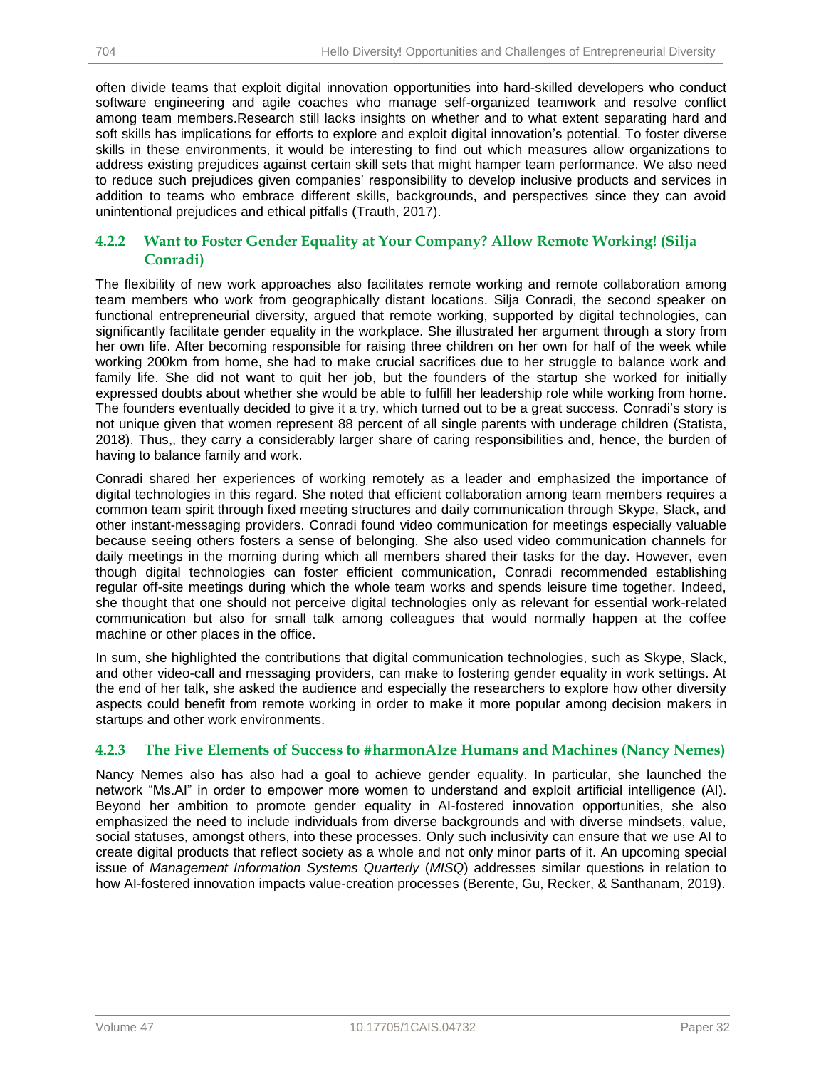often divide teams that exploit digital innovation opportunities into hard-skilled developers who conduct software engineering and agile coaches who manage self-organized teamwork and resolve conflict among team members.Research still lacks insights on whether and to what extent separating hard and soft skills has implications for efforts to explore and exploit digital innovation's potential. To foster diverse skills in these environments, it would be interesting to find out which measures allow organizations to address existing prejudices against certain skill sets that might hamper team performance. We also need to reduce such prejudices given companies' responsibility to develop inclusive products and services in addition to teams who embrace different skills, backgrounds, and perspectives since they can avoid unintentional prejudices and ethical pitfalls (Trauth, 2017).

### 4.2.2 Want to Foster Gender Equality at Your Company? Allow Remote Working! (Silja Conradi)

The flexibility of new work approaches also facilitates remote working and remote collaboration among team members who work from geographically distant locations. Silja Conradi, the second speaker on functional entrepreneurial diversity, argued that remote working, supported by digital technologies, can significantly facilitate gender equality in the workplace. She illustrated her argument through a story from her own life. After becoming responsible for raising three children on her own for half of the week while working 200km from home, she had to make crucial sacrifices due to her struggle to balance work and family life. She did not want to quit her job, but the founders of the startup she worked for initially expressed doubts about whether she would be able to fulfill her leadership role while working from home. The founders eventually decided to give it a try, which turned out to be a great success. Conradi's story is not unique given that women represent 88 percent of all single parents with underage children (Statista, 2018). Thus,, they carry a considerably larger share of caring responsibilities and, hence, the burden of having to balance family and work.

Conradi shared her experiences of working remotely as a leader and emphasized the importance of digital technologies in this regard. She noted that efficient collaboration among team members requires a common team spirit through fixed meeting structures and daily communication through Skype, Slack, and other instant-messaging providers. Conradi found video communication for meetings especially valuable because seeing others fosters a sense of belonging. She also used video communication channels for daily meetings in the morning during which all members shared their tasks for the day. However, even though digital technologies can foster efficient communication, Conradi recommended establishing regular off-site meetings during which the whole team works and spends leisure time together. Indeed, she thought that one should not perceive digital technologies only as relevant for essential work-related communication but also for small talk among colleagues that would normally happen at the coffee machine or other places in the office.

In sum, she highlighted the contributions that digital communication technologies, such as Skype, Slack, and other video-call and messaging providers, can make to fostering gender equality in work settings. At the end of her talk, she asked the audience and especially the researchers to explore how other diversity aspects could benefit from remote working in order to make it more popular among decision makers in startups and other work environments.

### 4.2.3 The Five Elements of Success to #harmonAIze Humans and Machines (Nancy Nemes)

Nancy Nemes also has also had a goal to achieve gender equality. In particular, she launched the network "Ms.AI" in order to empower more women to understand and exploit artificial intelligence (AI). Beyond her ambition to promote gender equality in AI-fostered innovation opportunities, she also emphasized the need to include individuals from diverse backgrounds and with diverse mindsets, value, social statuses, amongst others, into these processes. Only such inclusivity can ensure that we use AI to create digital products that reflect society as a whole and not only minor parts of it. An upcoming special issue of *Management Information Systems Quarterly* (*MISQ*) addresses similar questions in relation to how AI-fostered innovation impacts value-creation processes (Berente, Gu, Recker, & Santhanam, 2019).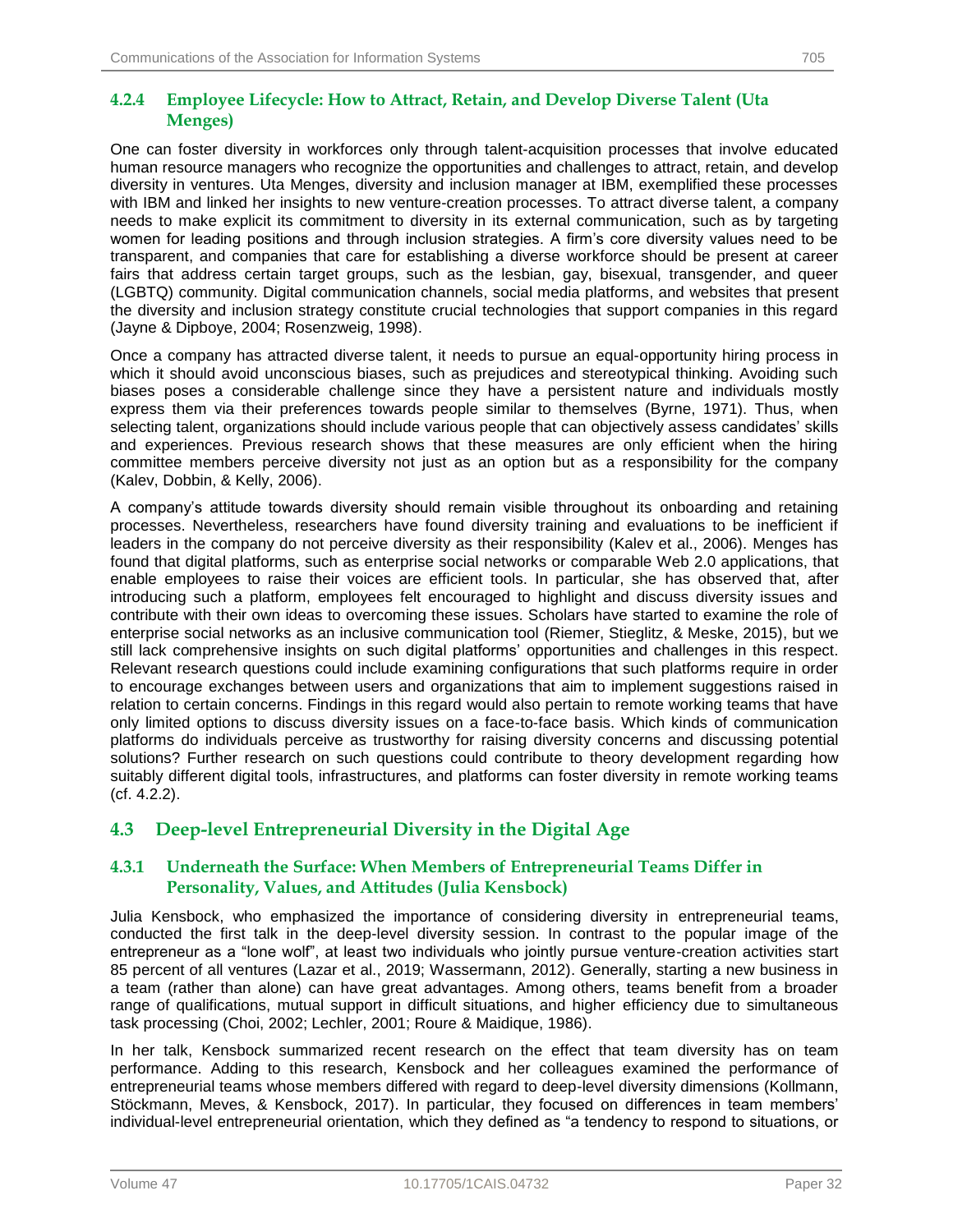### 4.2.4 Employee Lifecycle: How to Attract, Retain, and Develop Diverse Talent (Uta Menges)

One can foster diversity in workforces only through talent-acquisition processes that involve educated human resource managers who recognize the opportunities and challenges to attract, retain, and develop diversity in ventures. Uta Menges, diversity and inclusion manager at IBM, exemplified these processes with IBM and linked her insights to new venture-creation processes. To attract diverse talent, a company needs to make explicit its commitment to diversity in its external communication, such as by targeting women for leading positions and through inclusion strategies. A firm's core diversity values need to be transparent, and companies that care for establishing a diverse workforce should be present at career fairs that address certain target groups, such as the lesbian, gay, bisexual, transgender, and queer (LGBTQ) community. Digital communication channels, social media platforms, and websites that present the diversity and inclusion strategy constitute crucial technologies that support companies in this regard (Jayne & Dipboye, 2004; Rosenzweig, 1998).

Once a company has attracted diverse talent, it needs to pursue an equal-opportunity hiring process in which it should avoid unconscious biases, such as prejudices and stereotypical thinking. Avoiding such biases poses a considerable challenge since they have a persistent nature and individuals mostly express them via their preferences towards people similar to themselves (Byrne, 1971). Thus, when selecting talent, organizations should include various people that can objectively assess candidates' skills and experiences. Previous research shows that these measures are only efficient when the hiring committee members perceive diversity not just as an option but as a responsibility for the company (Kalev, Dobbin, & Kelly, 2006).

A company's attitude towards diversity should remain visible throughout its onboarding and retaining processes. Nevertheless, researchers have found diversity training and evaluations to be inefficient if leaders in the company do not perceive diversity as their responsibility (Kalev et al., 2006). Menges has found that digital platforms, such as enterprise social networks or comparable Web 2.0 applications, that enable employees to raise their voices are efficient tools. In particular, she has observed that, after introducing such a platform, employees felt encouraged to highlight and discuss diversity issues and contribute with their own ideas to overcoming these issues. Scholars have started to examine the role of enterprise social networks as an inclusive communication tool (Riemer, Stieglitz, & Meske, 2015), but we still lack comprehensive insights on such digital platforms' opportunities and challenges in this respect. Relevant research questions could include examining configurations that such platforms require in order to encourage exchanges between users and organizations that aim to implement suggestions raised in relation to certain concerns. Findings in this regard would also pertain to remote working teams that have only limited options to discuss diversity issues on a face-to-face basis. Which kinds of communication platforms do individuals perceive as trustworthy for raising diversity concerns and discussing potential solutions? Further research on such questions could contribute to theory development regarding how suitably different digital tools, infrastructures, and platforms can foster diversity in remote working teams (cf. 4.2.2).

## 4.3 Deep-level Entrepreneurial Diversity in the Digital Age

### 4.3.1 Underneath the Surface: When Members of Entrepreneurial Teams Differ in Personality, Values, and Attitudes (Julia Kensbock)

Julia Kensbock, who emphasized the importance of considering diversity in entrepreneurial teams, conducted the first talk in the deep-level diversity session. In contrast to the popular image of the entrepreneur as a "lone wolf", at least two individuals who jointly pursue venture-creation activities start 85 percent of all ventures (Lazar et al., 2019; Wassermann, 2012). Generally, starting a new business in a team (rather than alone) can have great advantages. Among others, teams benefit from a broader range of qualifications, mutual support in difficult situations, and higher efficiency due to simultaneous task processing (Choi, 2002; Lechler, 2001; Roure & Maidique, 1986).

In her talk, Kensbock summarized recent research on the effect that team diversity has on team performance. Adding to this research, Kensbock and her colleagues examined the performance of entrepreneurial teams whose members differed with regard to deep-level diversity dimensions (Kollmann, Stöckmann, Meves, & Kensbock, 2017). In particular, they focused on differences in team members' individual-level entrepreneurial orientation, which they defined as "a tendency to respond to situations, or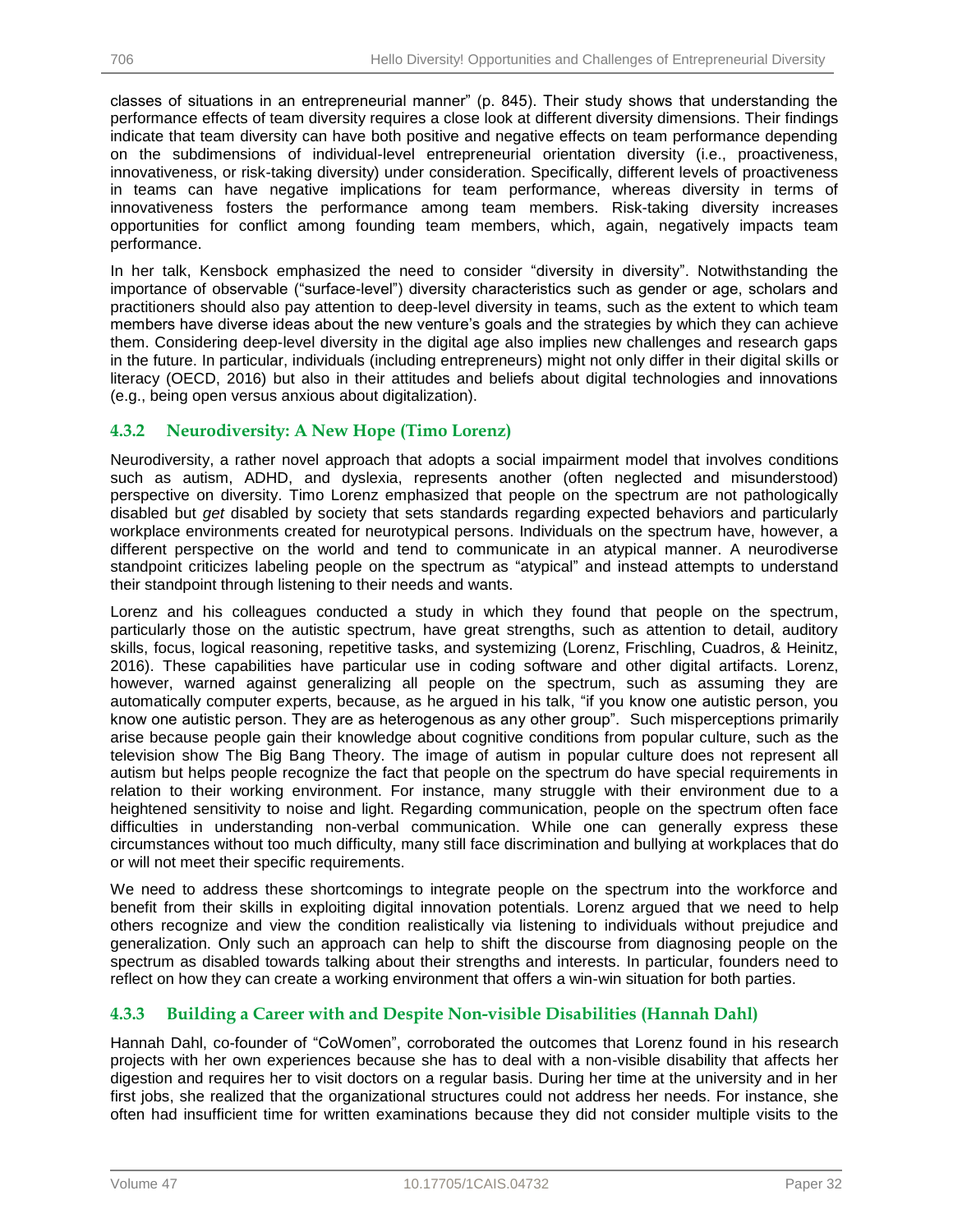classes of situations in an entrepreneurial manner" (p. 845). Their study shows that understanding the performance effects of team diversity requires a close look at different diversity dimensions. Their findings indicate that team diversity can have both positive and negative effects on team performance depending on the subdimensions of individual-level entrepreneurial orientation diversity (i.e., proactiveness, innovativeness, or risk-taking diversity) under consideration. Specifically, different levels of proactiveness in teams can have negative implications for team performance, whereas diversity in terms of innovativeness fosters the performance among team members. Risk-taking diversity increases opportunities for conflict among founding team members, which, again, negatively impacts team performance.

In her talk, Kensbock emphasized the need to consider "diversity in diversity". Notwithstanding the importance of observable ("surface-level") diversity characteristics such as gender or age, scholars and practitioners should also pay attention to deep-level diversity in teams, such as the extent to which team members have diverse ideas about the new venture's goals and the strategies by which they can achieve them. Considering deep-level diversity in the digital age also implies new challenges and research gaps in the future. In particular, individuals (including entrepreneurs) might not only differ in their digital skills or literacy (OECD, 2016) but also in their attitudes and beliefs about digital technologies and innovations (e.g., being open versus anxious about digitalization).

### 4.3.2 Neurodiversity: A New Hope (Timo Lorenz)

Neurodiversity, a rather novel approach that adopts a social impairment model that involves conditions such as autism, ADHD, and dyslexia, represents another (often neglected and misunderstood) perspective on diversity. Timo Lorenz emphasized that people on the spectrum are not pathologically disabled but *get* disabled by society that sets standards regarding expected behaviors and particularly workplace environments created for neurotypical persons. Individuals on the spectrum have, however, a different perspective on the world and tend to communicate in an atypical manner. A neurodiverse standpoint criticizes labeling people on the spectrum as "atypical" and instead attempts to understand their standpoint through listening to their needs and wants.

Lorenz and his colleagues conducted a study in which they found that people on the spectrum, particularly those on the autistic spectrum, have great strengths, such as attention to detail, auditory skills, focus, logical reasoning, repetitive tasks, and systemizing (Lorenz, Frischling, Cuadros, & Heinitz, 2016). These capabilities have particular use in coding software and other digital artifacts. Lorenz, however, warned against generalizing all people on the spectrum, such as assuming they are automatically computer experts, because, as he argued in his talk, "if you know one autistic person, you know one autistic person. They are as heterogenous as any other group". Such misperceptions primarily arise because people gain their knowledge about cognitive conditions from popular culture, such as the television show The Big Bang Theory. The image of autism in popular culture does not represent all autism but helps people recognize the fact that people on the spectrum do have special requirements in relation to their working environment. For instance, many struggle with their environment due to a heightened sensitivity to noise and light. Regarding communication, people on the spectrum often face difficulties in understanding non-verbal communication. While one can generally express these circumstances without too much difficulty, many still face discrimination and bullying at workplaces that do or will not meet their specific requirements.

We need to address these shortcomings to integrate people on the spectrum into the workforce and benefit from their skills in exploiting digital innovation potentials. Lorenz argued that we need to help others recognize and view the condition realistically via listening to individuals without prejudice and generalization. Only such an approach can help to shift the discourse from diagnosing people on the spectrum as disabled towards talking about their strengths and interests. In particular, founders need to reflect on how they can create a working environment that offers a win-win situation for both parties.

### 4.3.3 Building a Career with and Despite Non-visible Disabilities (Hannah Dahl)

Hannah Dahl, co-founder of "CoWomen", corroborated the outcomes that Lorenz found in his research projects with her own experiences because she has to deal with a non-visible disability that affects her digestion and requires her to visit doctors on a regular basis. During her time at the university and in her first jobs, she realized that the organizational structures could not address her needs. For instance, she often had insufficient time for written examinations because they did not consider multiple visits to the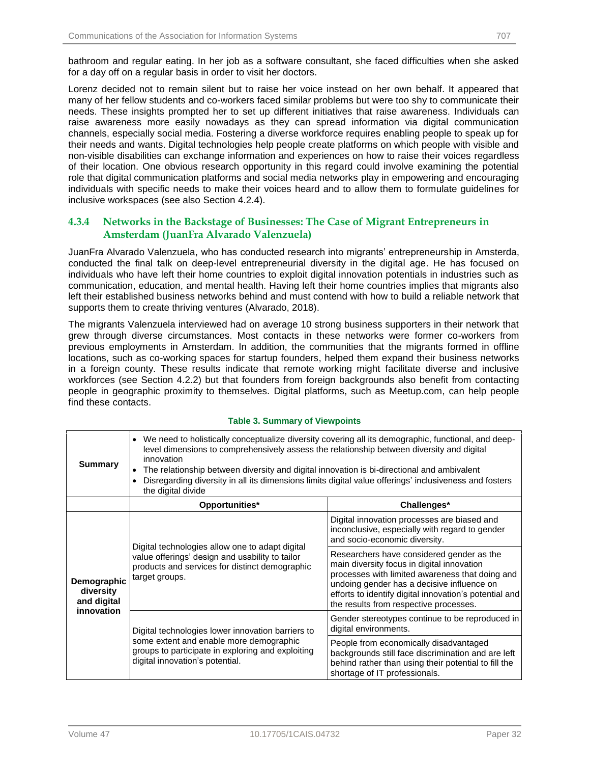bathroom and regular eating. In her job as a software consultant, she faced difficulties when she asked for a day off on a regular basis in order to visit her doctors.

Lorenz decided not to remain silent but to raise her voice instead on her own behalf. It appeared that many of her fellow students and co-workers faced similar problems but were too shy to communicate their needs. These insights prompted her to set up different initiatives that raise awareness. Individuals can raise awareness more easily nowadays as they can spread information via digital communication channels, especially social media. Fostering a diverse workforce requires enabling people to speak up for their needs and wants. Digital technologies help people create platforms on which people with visible and non-visible disabilities can exchange information and experiences on how to raise their voices regardless of their location. One obvious research opportunity in this regard could involve examining the potential role that digital communication platforms and social media networks play in empowering and encouraging individuals with specific needs to make their voices heard and to allow them to formulate guidelines for inclusive workspaces (see also Section 4.2.4).

### 4.3.4 Networks in the Backstage of Businesses: The Case of Migrant Entrepreneurs in Amsterdam (JuanFra Alvarado Valenzuela)

JuanFra Alvarado Valenzuela, who has conducted research into migrants' entrepreneurship in Amsterda, conducted the final talk on deep-level entrepreneurial diversity in the digital age. He has focused on individuals who have left their home countries to exploit digital innovation potentials in industries such as communication, education, and mental health. Having left their home countries implies that migrants also left their established business networks behind and must contend with how to build a reliable network that supports them to create thriving ventures (Alvarado, 2018).

The migrants Valenzuela interviewed had on average 10 strong business supporters in their network that grew through diverse circumstances. Most contacts in these networks were former co-workers from previous employments in Amsterdam. In addition, the communities that the migrants formed in offline locations, such as co-working spaces for startup founders, helped them expand their business networks in a foreign county. These results indicate that remote working might facilitate diverse and inclusive workforces (see Section 4.2.2) but that founders from foreign backgrounds also benefit from contacting people in geographic proximity to themselves. Digital platforms, such as Meetup.com, can help people find these contacts.

**Table 3. Summary of Viewpoints**

| **Summary** | • We need to holistically conceptualize diversity covering all its demographic, functional, and deep-level dimensions to comprehensively assess the relationship between diversity and digital innovation<br>• The relationship between diversity and digital innovation is bi-directional and ambivalent<br>• Disregarding diversity in all its dimensions limits digital value offerings' inclusiveness and fosters the digital divide | |
|---|---|---|
| | **Opportunities*** | **Challenges*** |
| **Demographic diversity and digital innovation** | Digital technologies allow one to adapt digital value offerings' design and usability to tailor products and services for distinct demographic target groups. | Digital innovation processes are biased and inconclusive, especially with regard to gender and socio-economic diversity. |
| | | Researchers have considered gender as the main diversity focus in digital innovation processes with limited awareness that doing and undoing gender has a decisive influence on efforts to identify digital innovation's potential and the results from respective processes. |
| | Digital technologies lower innovation barriers to some extent and enable more demographic groups to participate in exploring and exploiting digital innovation's potential. | Gender stereotypes continue to be reproduced in digital environments. |
| | | People from economically disadvantaged backgrounds still face discrimination and are left behind rather than using their potential to fill the shortage of IT professionals. |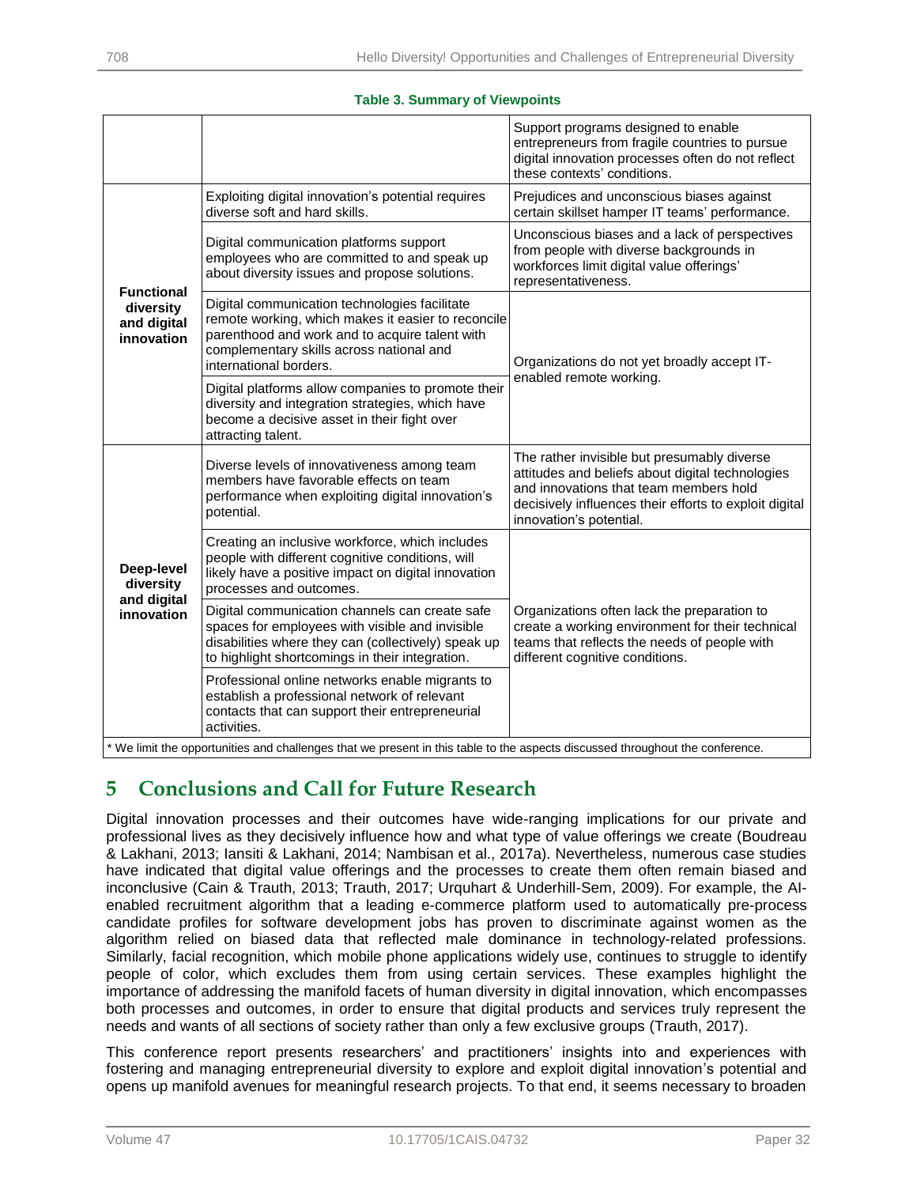**Table 3. Summary of Viewpoints**

| | | |
|---|---|---|
| | | Support programs designed to enable entrepreneurs from fragile countries to pursue digital innovation processes often do not reflect these contexts' conditions. |
| **Functional diversity and digital innovation** | Exploiting digital innovation's potential requires diverse soft and hard skills. | Prejudices and unconscious biases against certain skillset hamper IT teams' performance. |
| | Digital communication platforms support employees who are committed to and speak up about diversity issues and propose solutions. | Unconscious biases and a lack of perspectives from people with diverse backgrounds in workforces limit digital value offerings' representativeness. |
| | Digital communication technologies facilitate remote working, which makes it easier to reconcile parenthood and work and to acquire talent with complementary skills across national and international borders. | Organizations do not yet broadly accept IT-enabled remote working. |
| | Digital platforms allow companies to promote their diversity and integration strategies, which have become a decisive asset in their fight over attracting talent. | |
| **Deep-level diversity and digital innovation** | Diverse levels of innovativeness among team members have favorable effects on team performance when exploiting digital innovation's potential. | The rather invisible but presumably diverse attitudes and beliefs about digital technologies and innovations that team members hold decisively influences their efforts to exploit digital innovation's potential. |
| | Creating an inclusive workforce, which includes people with different cognitive conditions, will likely have a positive impact on digital innovation processes and outcomes. | Organizations often lack the preparation to create a working environment for their technical teams that reflects the needs of people with different cognitive conditions. |
| | Digital communication channels can create safe spaces for employees with visible and invisible disabilities where they can (collectively) speak up to highlight shortcomings in their integration. | |
| | Professional online networks enable migrants to establish a professional network of relevant contacts that can support their entrepreneurial activities. | |

* We limit the opportunities and challenges that we present in this table to the aspects discussed throughout the conference.

# 5 Conclusions and Call for Future Research

Digital innovation processes and their outcomes have wide-ranging implications for our private and professional lives as they decisively influence how and what type of value offerings we create (Boudreau & Lakhani, 2013; Iansiti & Lakhani, 2014; Nambisan et al., 2017a). Nevertheless, numerous case studies have indicated that digital value offerings and the processes to create them often remain biased and inconclusive (Cain & Trauth, 2013; Trauth, 2017; Urquhart & Underhill-Sem, 2009). For example, the AI-enabled recruitment algorithm that a leading e-commerce platform used to automatically pre-process candidate profiles for software development jobs has proven to discriminate against women as the algorithm relied on biased data that reflected male dominance in technology-related professions. Similarly, facial recognition, which mobile phone applications widely use, continues to struggle to identify people of color, which excludes them from using certain services. These examples highlight the importance of addressing the manifold facets of human diversity in digital innovation, which encompasses both processes and outcomes, in order to ensure that digital products and services truly represent the needs and wants of all sections of society rather than only a few exclusive groups (Trauth, 2017).

This conference report presents researchers' and practitioners' insights into and experiences with fostering and managing entrepreneurial diversity to explore and exploit digital innovation's potential and opens up manifold avenues for meaningful research projects. To that end, it seems necessary to broaden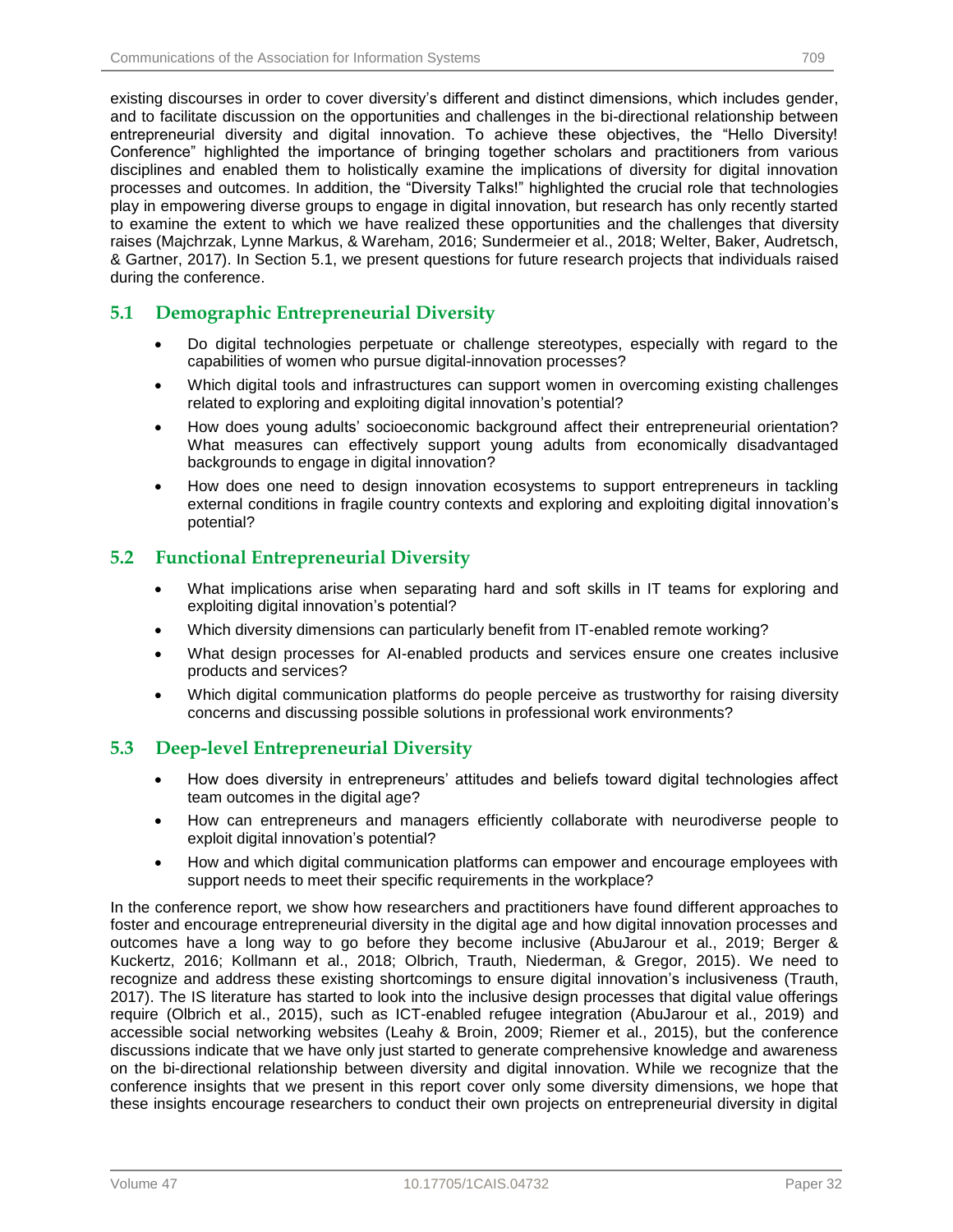existing discourses in order to cover diversity's different and distinct dimensions, which includes gender, and to facilitate discussion on the opportunities and challenges in the bi-directional relationship between entrepreneurial diversity and digital innovation. To achieve these objectives, the "Hello Diversity! Conference" highlighted the importance of bringing together scholars and practitioners from various disciplines and enabled them to holistically examine the implications of diversity for digital innovation processes and outcomes. In addition, the "Diversity Talks!" highlighted the crucial role that technologies play in empowering diverse groups to engage in digital innovation, but research has only recently started to examine the extent to which we have realized these opportunities and the challenges that diversity raises (Majchrzak, Lynne Markus, & Wareham, 2016; Sundermeier et al., 2018; Welter, Baker, Audretsch, & Gartner, 2017). In Section 5.1, we present questions for future research projects that individuals raised during the conference.

## 5.1 Demographic Entrepreneurial Diversity

- Do digital technologies perpetuate or challenge stereotypes, especially with regard to the capabilities of women who pursue digital-innovation processes?
- Which digital tools and infrastructures can support women in overcoming existing challenges related to exploring and exploiting digital innovation's potential?
- How does young adults' socioeconomic background affect their entrepreneurial orientation? What measures can effectively support young adults from economically disadvantaged backgrounds to engage in digital innovation?
- How does one need to design innovation ecosystems to support entrepreneurs in tackling external conditions in fragile country contexts and exploring and exploiting digital innovation's potential?

## 5.2 Functional Entrepreneurial Diversity

- What implications arise when separating hard and soft skills in IT teams for exploring and exploiting digital innovation's potential?
- Which diversity dimensions can particularly benefit from IT-enabled remote working?
- What design processes for AI-enabled products and services ensure one creates inclusive products and services?
- Which digital communication platforms do people perceive as trustworthy for raising diversity concerns and discussing possible solutions in professional work environments?

## 5.3 Deep-level Entrepreneurial Diversity

- How does diversity in entrepreneurs' attitudes and beliefs toward digital technologies affect team outcomes in the digital age?
- How can entrepreneurs and managers efficiently collaborate with neurodiverse people to exploit digital innovation's potential?
- How and which digital communication platforms can empower and encourage employees with support needs to meet their specific requirements in the workplace?

In the conference report, we show how researchers and practitioners have found different approaches to foster and encourage entrepreneurial diversity in the digital age and how digital innovation processes and outcomes have a long way to go before they become inclusive (AbuJarour et al., 2019; Berger & Kuckertz, 2016; Kollmann et al., 2018; Olbrich, Trauth, Niederman, & Gregor, 2015). We need to recognize and address these existing shortcomings to ensure digital innovation's inclusiveness (Trauth, 2017). The IS literature has started to look into the inclusive design processes that digital value offerings require (Olbrich et al., 2015), such as ICT-enabled refugee integration (AbuJarour et al., 2019) and accessible social networking websites (Leahy & Broin, 2009; Riemer et al., 2015), but the conference discussions indicate that we have only just started to generate comprehensive knowledge and awareness on the bi-directional relationship between diversity and digital innovation. While we recognize that the conference insights that we present in this report cover only some diversity dimensions, we hope that these insights encourage researchers to conduct their own projects on entrepreneurial diversity in digital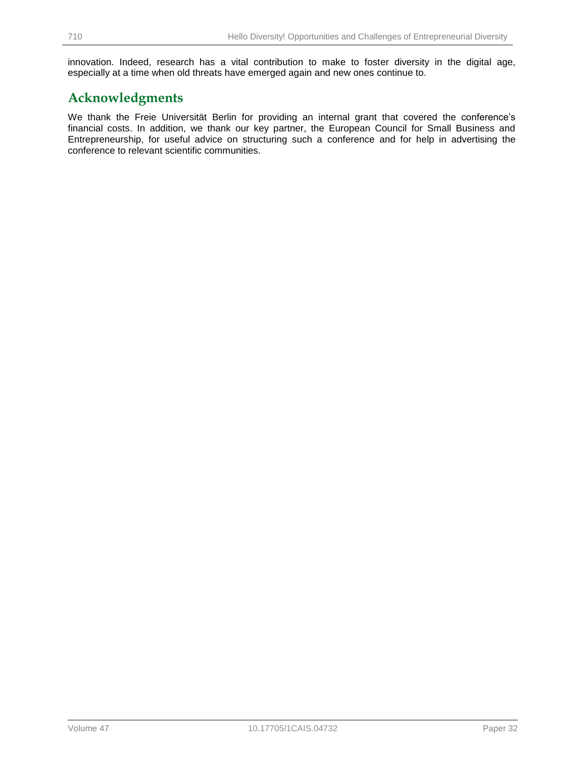innovation. Indeed, research has a vital contribution to make to foster diversity in the digital age, especially at a time when old threats have emerged again and new ones continue to.

## Acknowledgments

We thank the Freie Universität Berlin for providing an internal grant that covered the conference's financial costs. In addition, we thank our key partner, the European Council for Small Business and Entrepreneurship, for useful advice on structuring such a conference and for help in advertising the conference to relevant scientific communities.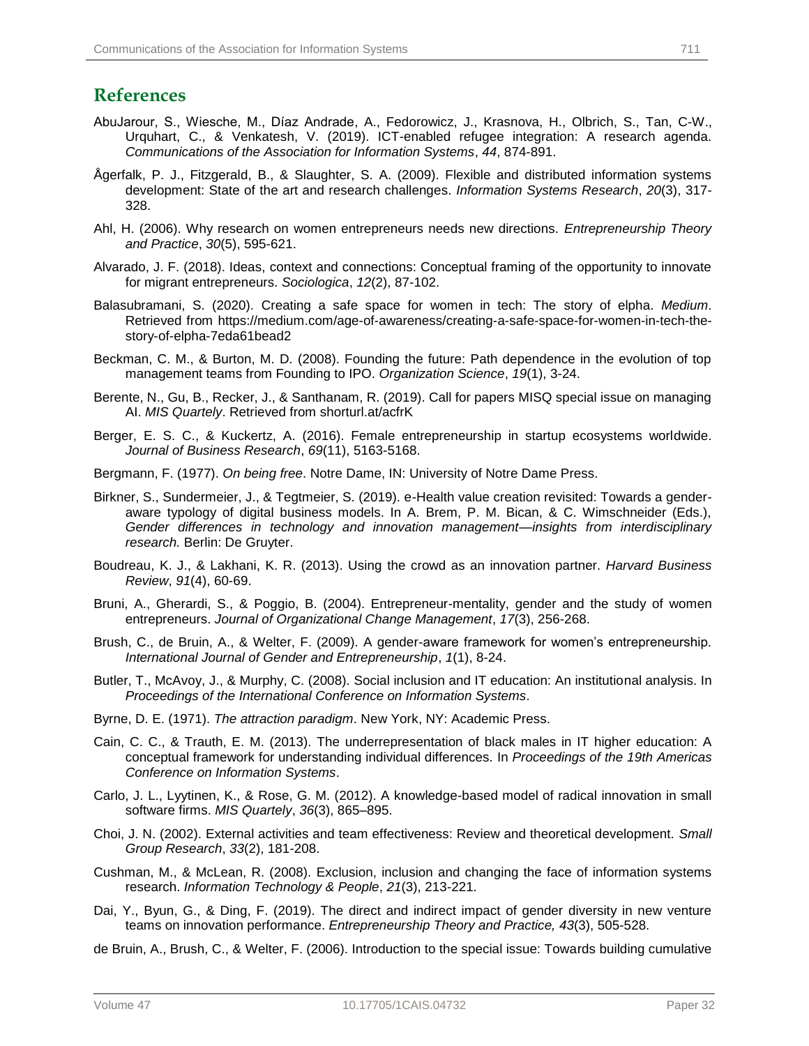## References

AbuJarour, S., Wiesche, M., Díaz Andrade, A., Fedorowicz, J., Krasnova, H., Olbrich, S., Tan, C-W., Urquhart, C., & Venkatesh, V. (2019). ICT-enabled refugee integration: A research agenda. *Communications of the Association for Information Systems*, *44*, 874-891.

Ågerfalk, P. J., Fitzgerald, B., & Slaughter, S. A. (2009). Flexible and distributed information systems development: State of the art and research challenges. *Information Systems Research*, *20*(3), 317-328.

Ahl, H. (2006). Why research on women entrepreneurs needs new directions. *Entrepreneurship Theory and Practice*, *30*(5), 595-621.

Alvarado, J. F. (2018). Ideas, context and connections: Conceptual framing of the opportunity to innovate for migrant entrepreneurs. *Sociologica*, *12*(2), 87-102.

Balasubramani, S. (2020). Creating a safe space for women in tech: The story of elpha. *Medium*. Retrieved from https://medium.com/age-of-awareness/creating-a-safe-space-for-women-in-tech-the-story-of-elpha-7eda61bead2

Beckman, C. M., & Burton, M. D. (2008). Founding the future: Path dependence in the evolution of top management teams from Founding to IPO. *Organization Science*, *19*(1), 3-24.

Berente, N., Gu, B., Recker, J., & Santhanam, R. (2019). Call for papers MISQ special issue on managing AI. *MIS Quartely*. Retrieved from shorturl.at/acfrK

Berger, E. S. C., & Kuckertz, A. (2016). Female entrepreneurship in startup ecosystems worldwide. *Journal of Business Research*, *69*(11), 5163-5168.

Bergmann, F. (1977). *On being free*. Notre Dame, IN: University of Notre Dame Press.

Birkner, S., Sundermeier, J., & Tegtmeier, S. (2019). e-Health value creation revisited: Towards a gender-aware typology of digital business models. In A. Brem, P. M. Bican, & C. Wimschneider (Eds.), *Gender differences in technology and innovation management—insights from interdisciplinary research.* Berlin: De Gruyter.

Boudreau, K. J., & Lakhani, K. R. (2013). Using the crowd as an innovation partner. *Harvard Business Review*, *91*(4), 60-69.

Bruni, A., Gherardi, S., & Poggio, B. (2004). Entrepreneur-mentality, gender and the study of women entrepreneurs. *Journal of Organizational Change Management*, *17*(3), 256-268.

Brush, C., de Bruin, A., & Welter, F. (2009). A gender-aware framework for women's entrepreneurship. *International Journal of Gender and Entrepreneurship*, *1*(1), 8-24.

Butler, T., McAvoy, J., & Murphy, C. (2008). Social inclusion and IT education: An institutional analysis. In *Proceedings of the International Conference on Information Systems*.

Byrne, D. E. (1971). *The attraction paradigm*. New York, NY: Academic Press.

Cain, C. C., & Trauth, E. M. (2013). The underrepresentation of black males in IT higher education: A conceptual framework for understanding individual differences. In *Proceedings of the 19th Americas Conference on Information Systems*.

Carlo, J. L., Lyytinen, K., & Rose, G. M. (2012). A knowledge-based model of radical innovation in small software firms. *MIS Quartely*, *36*(3), 865–895.

Choi, J. N. (2002). External activities and team effectiveness: Review and theoretical development. *Small Group Research*, *33*(2), 181-208.

Cushman, M., & McLean, R. (2008). Exclusion, inclusion and changing the face of information systems research. *Information Technology & People*, *21*(3), 213-221.

Dai, Y., Byun, G., & Ding, F. (2019). The direct and indirect impact of gender diversity in new venture teams on innovation performance. *Entrepreneurship Theory and Practice, 43*(3), 505-528.

de Bruin, A., Brush, C., & Welter, F. (2006). Introduction to the special issue: Towards building cumulative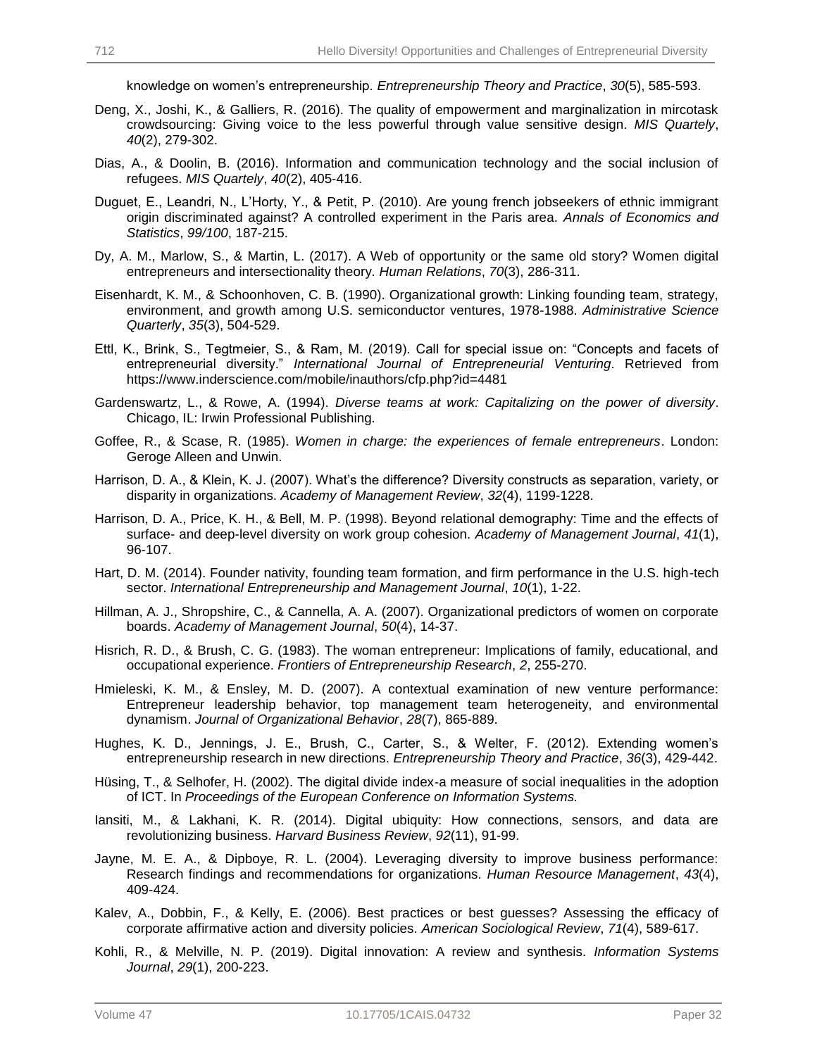knowledge on women's entrepreneurship. *Entrepreneurship Theory and Practice*, *30*(5), 585-593.

Deng, X., Joshi, K., & Galliers, R. (2016). The quality of empowerment and marginalization in mircotask crowdsourcing: Giving voice to the less powerful through value sensitive design. *MIS Quartely*, *40*(2), 279-302.

Dias, A., & Doolin, B. (2016). Information and communication technology and the social inclusion of refugees. *MIS Quartely*, *40*(2), 405-416.

Duguet, E., Leandri, N., L'Horty, Y., & Petit, P. (2010). Are young french jobseekers of ethnic immigrant origin discriminated against? A controlled experiment in the Paris area. *Annals of Economics and Statistics*, *99/100*, 187-215.

Dy, A. M., Marlow, S., & Martin, L. (2017). A Web of opportunity or the same old story? Women digital entrepreneurs and intersectionality theory. *Human Relations*, *70*(3), 286-311.

Eisenhardt, K. M., & Schoonhoven, C. B. (1990). Organizational growth: Linking founding team, strategy, environment, and growth among U.S. semiconductor ventures, 1978-1988. *Administrative Science Quarterly*, *35*(3), 504-529.

Ettl, K., Brink, S., Tegtmeier, S., & Ram, M. (2019). Call for special issue on: "Concepts and facets of entrepreneurial diversity." *International Journal of Entrepreneurial Venturing*. Retrieved from https://www.inderscience.com/mobile/inauthors/cfp.php?id=4481

Gardenswartz, L., & Rowe, A. (1994). *Diverse teams at work: Capitalizing on the power of diversity*. Chicago, IL: Irwin Professional Publishing.

Goffee, R., & Scase, R. (1985). *Women in charge: the experiences of female entrepreneurs*. London: Geroge Alleen and Unwin.

Harrison, D. A., & Klein, K. J. (2007). What's the difference? Diversity constructs as separation, variety, or disparity in organizations. *Academy of Management Review*, *32*(4), 1199-1228.

Harrison, D. A., Price, K. H., & Bell, M. P. (1998). Beyond relational demography: Time and the effects of surface- and deep-level diversity on work group cohesion. *Academy of Management Journal*, *41*(1), 96-107.

Hart, D. M. (2014). Founder nativity, founding team formation, and firm performance in the U.S. high-tech sector. *International Entrepreneurship and Management Journal*, *10*(1), 1-22.

Hillman, A. J., Shropshire, C., & Cannella, A. A. (2007). Organizational predictors of women on corporate boards. *Academy of Management Journal*, *50*(4), 14-37.

Hisrich, R. D., & Brush, C. G. (1983). The woman entrepreneur: Implications of family, educational, and occupational experience. *Frontiers of Entrepreneurship Research*, *2*, 255-270.

Hmieleski, K. M., & Ensley, M. D. (2007). A contextual examination of new venture performance: Entrepreneur leadership behavior, top management team heterogeneity, and environmental dynamism. *Journal of Organizational Behavior*, *28*(7), 865-889.

Hughes, K. D., Jennings, J. E., Brush, C., Carter, S., & Welter, F. (2012). Extending women's entrepreneurship research in new directions. *Entrepreneurship Theory and Practice*, *36*(3), 429-442.

Hüsing, T., & Selhofer, H. (2002). The digital divide index-a measure of social inequalities in the adoption of ICT. In *Proceedings of the European Conference on Information Systems.*

Iansiti, M., & Lakhani, K. R. (2014). Digital ubiquity: How connections, sensors, and data are revolutionizing business. *Harvard Business Review*, *92*(11), 91-99.

Jayne, M. E. A., & Dipboye, R. L. (2004). Leveraging diversity to improve business performance: Research findings and recommendations for organizations. *Human Resource Management*, *43*(4), 409-424.

Kalev, A., Dobbin, F., & Kelly, E. (2006). Best practices or best guesses? Assessing the efficacy of corporate affirmative action and diversity policies. *American Sociological Review*, *71*(4), 589-617.

Kohli, R., & Melville, N. P. (2019). Digital innovation: A review and synthesis. *Information Systems Journal*, *29*(1), 200-223.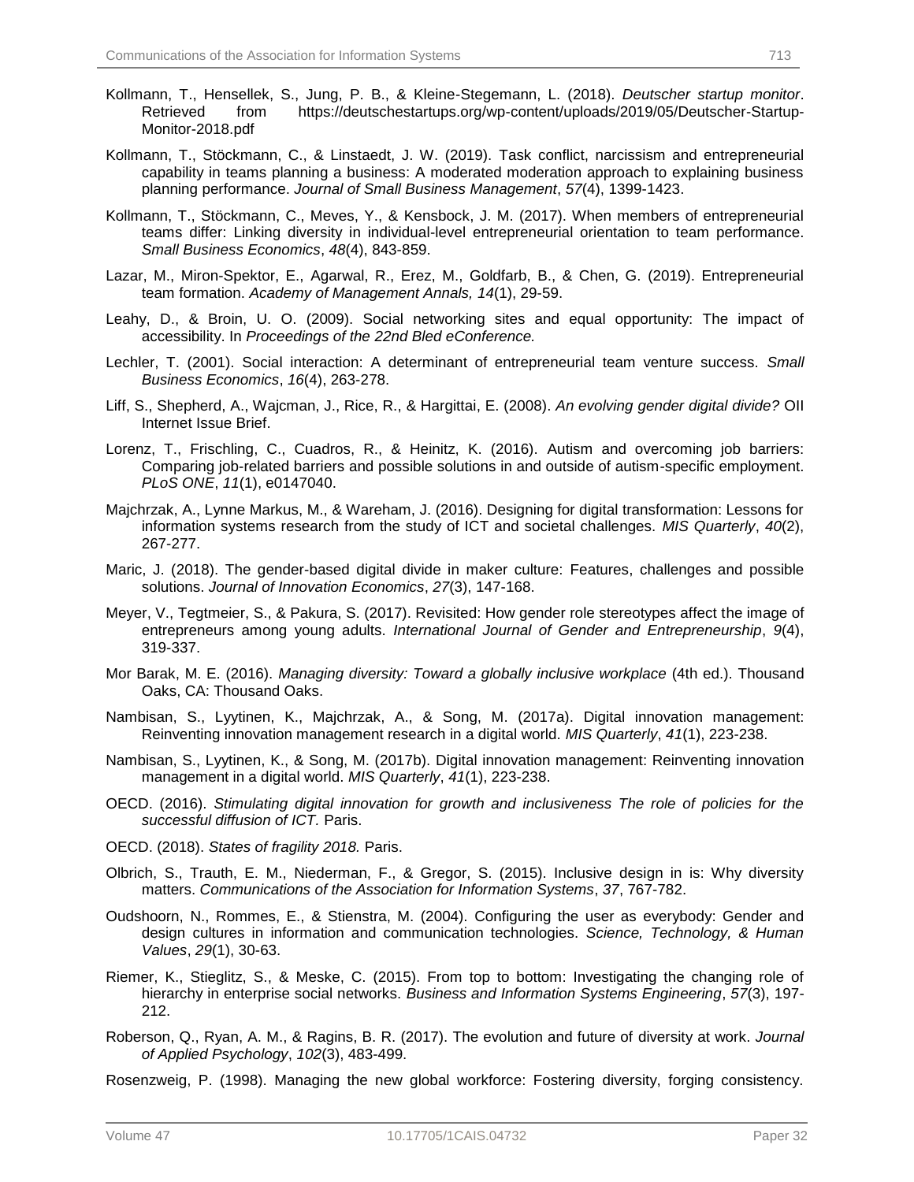Kollmann, T., Hensellek, S., Jung, P. B., & Kleine-Stegemann, L. (2018). *Deutscher startup monitor*. Retrieved from https://deutschestartups.org/wp-content/uploads/2019/05/Deutscher-Startup-Monitor-2018.pdf

Kollmann, T., Stöckmann, C., & Linstaedt, J. W. (2019). Task conflict, narcissism and entrepreneurial capability in teams planning a business: A moderated moderation approach to explaining business planning performance. *Journal of Small Business Management*, *57*(4), 1399-1423.

Kollmann, T., Stöckmann, C., Meves, Y., & Kensbock, J. M. (2017). When members of entrepreneurial teams differ: Linking diversity in individual-level entrepreneurial orientation to team performance. *Small Business Economics*, *48*(4), 843-859.

Lazar, M., Miron-Spektor, E., Agarwal, R., Erez, M., Goldfarb, B., & Chen, G. (2019). Entrepreneurial team formation. *Academy of Management Annals, 14*(1), 29-59.

Leahy, D., & Broin, U. O. (2009). Social networking sites and equal opportunity: The impact of accessibility. In *Proceedings of the 22nd Bled eConference.*

Lechler, T. (2001). Social interaction: A determinant of entrepreneurial team venture success. *Small Business Economics*, *16*(4), 263-278.

Liff, S., Shepherd, A., Wajcman, J., Rice, R., & Hargittai, E. (2008). *An evolving gender digital divide?* OII Internet Issue Brief.

Lorenz, T., Frischling, C., Cuadros, R., & Heinitz, K. (2016). Autism and overcoming job barriers: Comparing job-related barriers and possible solutions in and outside of autism-specific employment. *PLoS ONE*, *11*(1), e0147040.

Majchrzak, A., Lynne Markus, M., & Wareham, J. (2016). Designing for digital transformation: Lessons for information systems research from the study of ICT and societal challenges. *MIS Quarterly*, *40*(2), 267-277.

Maric, J. (2018). The gender-based digital divide in maker culture: Features, challenges and possible solutions. *Journal of Innovation Economics*, *27*(3), 147-168.

Meyer, V., Tegtmeier, S., & Pakura, S. (2017). Revisited: How gender role stereotypes affect the image of entrepreneurs among young adults. *International Journal of Gender and Entrepreneurship*, *9*(4), 319-337.

Mor Barak, M. E. (2016). *Managing diversity: Toward a globally inclusive workplace* (4th ed.). Thousand Oaks, CA: Thousand Oaks.

Nambisan, S., Lyytinen, K., Majchrzak, A., & Song, M. (2017a). Digital innovation management: Reinventing innovation management research in a digital world. *MIS Quarterly*, *41*(1), 223-238.

Nambisan, S., Lyytinen, K., & Song, M. (2017b). Digital innovation management: Reinventing innovation management in a digital world. *MIS Quarterly*, *41*(1), 223-238.

OECD. (2016). *Stimulating digital innovation for growth and inclusiveness The role of policies for the successful diffusion of ICT.* Paris.

OECD. (2018). *States of fragility 2018.* Paris.

Olbrich, S., Trauth, E. M., Niederman, F., & Gregor, S. (2015). Inclusive design in is: Why diversity matters. *Communications of the Association for Information Systems*, *37*, 767-782.

Oudshoorn, N., Rommes, E., & Stienstra, M. (2004). Configuring the user as everybody: Gender and design cultures in information and communication technologies. *Science, Technology, & Human Values*, *29*(1), 30-63.

Riemer, K., Stieglitz, S., & Meske, C. (2015). From top to bottom: Investigating the changing role of hierarchy in enterprise social networks. *Business and Information Systems Engineering*, *57*(3), 197-212.

Roberson, Q., Ryan, A. M., & Ragins, B. R. (2017). The evolution and future of diversity at work. *Journal of Applied Psychology*, *102*(3), 483-499.

Rosenzweig, P. (1998). Managing the new global workforce: Fostering diversity, forging consistency.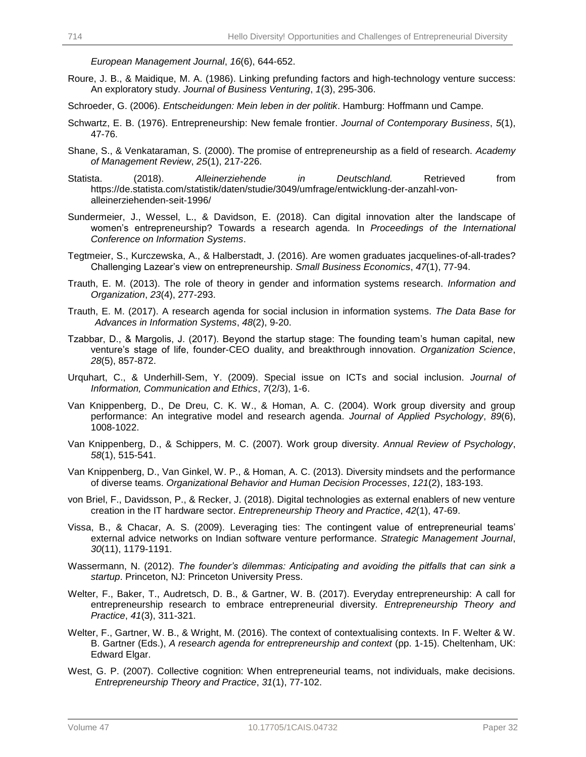*European Management Journal*, *16*(6), 644-652.

Roure, J. B., & Maidique, M. A. (1986). Linking prefunding factors and high-technology venture success: An exploratory study. *Journal of Business Venturing*, *1*(3), 295-306.

Schroeder, G. (2006). *Entscheidungen: Mein leben in der politik*. Hamburg: Hoffmann und Campe.

Schwartz, E. B. (1976). Entrepreneurship: New female frontier. *Journal of Contemporary Business*, *5*(1), 47-76.

Shane, S., & Venkataraman, S. (2000). The promise of entrepreneurship as a field of research. *Academy of Management Review*, *25*(1), 217-226.

Statista. (2018). *Alleinerziehende in Deutschland.* Retrieved from https://de.statista.com/statistik/daten/studie/3049/umfrage/entwicklung-der-anzahl-von-alleinerziehenden-seit-1996/

Sundermeier, J., Wessel, L., & Davidson, E. (2018). Can digital innovation alter the landscape of women's entrepreneurship? Towards a research agenda. In *Proceedings of the International Conference on Information Systems*.

Tegtmeier, S., Kurczewska, A., & Halberstadt, J. (2016). Are women graduates jacquelines-of-all-trades? Challenging Lazear's view on entrepreneurship. *Small Business Economics*, *47*(1), 77-94.

Trauth, E. M. (2013). The role of theory in gender and information systems research. *Information and Organization*, *23*(4), 277-293.

Trauth, E. M. (2017). A research agenda for social inclusion in information systems. *The Data Base for Advances in Information Systems*, *48*(2), 9-20.

Tzabbar, D., & Margolis, J. (2017). Beyond the startup stage: The founding team's human capital, new venture's stage of life, founder-CEO duality, and breakthrough innovation. *Organization Science*, *28*(5), 857-872.

Urquhart, C., & Underhill-Sem, Y. (2009). Special issue on ICTs and social inclusion. *Journal of Information, Communication and Ethics*, *7*(2/3), 1-6.

Van Knippenberg, D., De Dreu, C. K. W., & Homan, A. C. (2004). Work group diversity and group performance: An integrative model and research agenda. *Journal of Applied Psychology*, *89*(6), 1008-1022.

Van Knippenberg, D., & Schippers, M. C. (2007). Work group diversity. *Annual Review of Psychology*, *58*(1), 515-541.

Van Knippenberg, D., Van Ginkel, W. P., & Homan, A. C. (2013). Diversity mindsets and the performance of diverse teams. *Organizational Behavior and Human Decision Processes*, *121*(2), 183-193.

von Briel, F., Davidsson, P., & Recker, J. (2018). Digital technologies as external enablers of new venture creation in the IT hardware sector. *Entrepreneurship Theory and Practice*, *42*(1), 47-69.

Vissa, B., & Chacar, A. S. (2009). Leveraging ties: The contingent value of entrepreneurial teams' external advice networks on Indian software venture performance. *Strategic Management Journal*, *30*(11), 1179-1191.

Wassermann, N. (2012). *The founder's dilemmas: Anticipating and avoiding the pitfalls that can sink a startup*. Princeton, NJ: Princeton University Press.

Welter, F., Baker, T., Audretsch, D. B., & Gartner, W. B. (2017). Everyday entrepreneurship: A call for entrepreneurship research to embrace entrepreneurial diversity. *Entrepreneurship Theory and Practice*, *41*(3), 311-321.

Welter, F., Gartner, W. B., & Wright, M. (2016). The context of contextualising contexts. In F. Welter & W. B. Gartner (Eds.), *A research agenda for entrepreneurship and context* (pp. 1-15). Cheltenham, UK: Edward Elgar.

West, G. P. (2007). Collective cognition: When entrepreneurial teams, not individuals, make decisions. *Entrepreneurship Theory and Practice*, *31*(1), 77-102.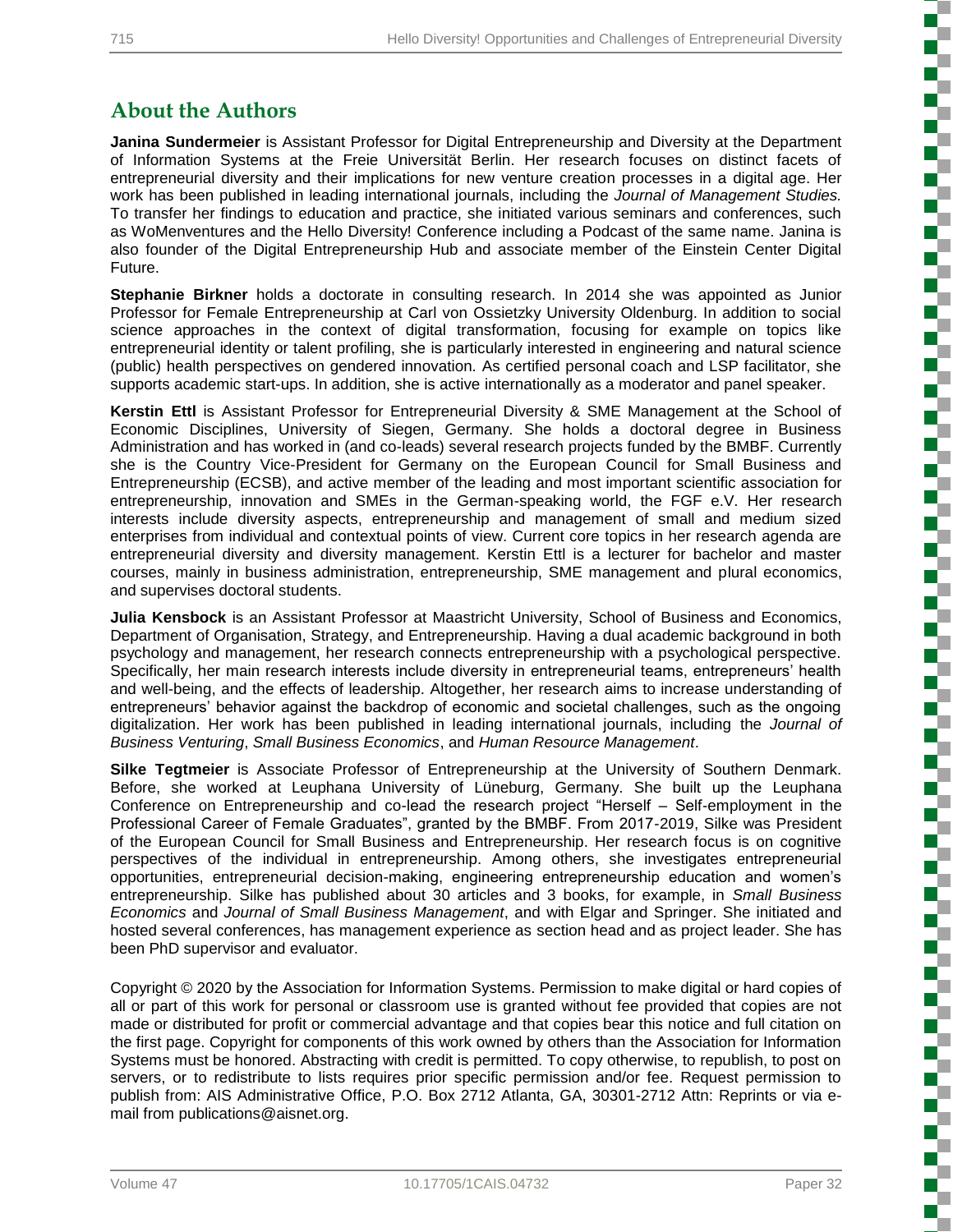## About the Authors

**Janina Sundermeier** is Assistant Professor for Digital Entrepreneurship and Diversity at the Department of Information Systems at the Freie Universität Berlin. Her research focuses on distinct facets of entrepreneurial diversity and their implications for new venture creation processes in a digital age. Her work has been published in leading international journals, including the *Journal of Management Studies.* To transfer her findings to education and practice, she initiated various seminars and conferences, such as WoMenventures and the Hello Diversity! Conference including a Podcast of the same name. Janina is also founder of the Digital Entrepreneurship Hub and associate member of the Einstein Center Digital Future.

**Stephanie Birkner** holds a doctorate in consulting research. In 2014 she was appointed as Junior Professor for Female Entrepreneurship at Carl von Ossietzky University Oldenburg. In addition to social science approaches in the context of digital transformation, focusing for example on topics like entrepreneurial identity or talent profiling, she is particularly interested in engineering and natural science (public) health perspectives on gendered innovation. As certified personal coach and LSP facilitator, she supports academic start-ups. In addition, she is active internationally as a moderator and panel speaker.

**Kerstin Ettl** is Assistant Professor for Entrepreneurial Diversity & SME Management at the School of Economic Disciplines, University of Siegen, Germany. She holds a doctoral degree in Business Administration and has worked in (and co-leads) several research projects funded by the BMBF. Currently she is the Country Vice-President for Germany on the European Council for Small Business and Entrepreneurship (ECSB), and active member of the leading and most important scientific association for entrepreneurship, innovation and SMEs in the German-speaking world, the FGF e.V. Her research interests include diversity aspects, entrepreneurship and management of small and medium sized enterprises from individual and contextual points of view. Current core topics in her research agenda are entrepreneurial diversity and diversity management. Kerstin Ettl is a lecturer for bachelor and master courses, mainly in business administration, entrepreneurship, SME management and plural economics, and supervises doctoral students.

**Julia Kensbock** is an Assistant Professor at Maastricht University, School of Business and Economics, Department of Organisation, Strategy, and Entrepreneurship. Having a dual academic background in both psychology and management, her research connects entrepreneurship with a psychological perspective. Specifically, her main research interests include diversity in entrepreneurial teams, entrepreneurs' health and well-being, and the effects of leadership. Altogether, her research aims to increase understanding of entrepreneurs' behavior against the backdrop of economic and societal challenges, such as the ongoing digitalization. Her work has been published in leading international journals, including the *Journal of Business Venturing*, *Small Business Economics*, and *Human Resource Management*.

**Silke Tegtmeier** is Associate Professor of Entrepreneurship at the University of Southern Denmark. Before, she worked at Leuphana University of Lüneburg, Germany. She built up the Leuphana Conference on Entrepreneurship and co-lead the research project "Herself – Self-employment in the Professional Career of Female Graduates", granted by the BMBF. From 2017-2019, Silke was President of the European Council for Small Business and Entrepreneurship. Her research focus is on cognitive perspectives of the individual in entrepreneurship. Among others, she investigates entrepreneurial opportunities, entrepreneurial decision-making, engineering entrepreneurship education and women's entrepreneurship. Silke has published about 30 articles and 3 books, for example, in *Small Business Economics* and *Journal of Small Business Management*, and with Elgar and Springer. She initiated and hosted several conferences, has management experience as section head and as project leader. She has been PhD supervisor and evaluator.

Copyright © 2020 by the Association for Information Systems. Permission to make digital or hard copies of all or part of this work for personal or classroom use is granted without fee provided that copies are not made or distributed for profit or commercial advantage and that copies bear this notice and full citation on the first page. Copyright for components of this work owned by others than the Association for Information Systems must be honored. Abstracting with credit is permitted. To copy otherwise, to republish, to post on servers, or to redistribute to lists requires prior specific permission and/or fee. Request permission to publish from: AIS Administrative Office, P.O. Box 2712 Atlanta, GA, 30301-2712 Attn: Reprints or via e-mail from publications@aisnet.org.